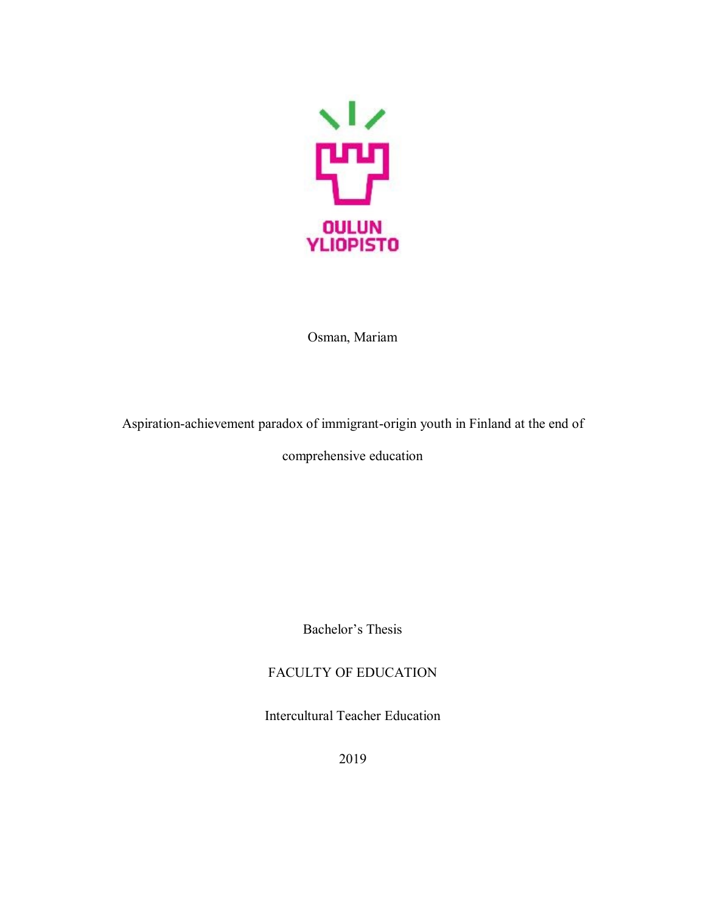OULUN YLIOPISTO

Osman, Mariam

Aspiration-achievement paradox of immigrant-origin youth in Finland at the end of comprehensive education

Bachelor's Thesis

FACULTY OF EDUCATION

Intercultural Teacher Education

2019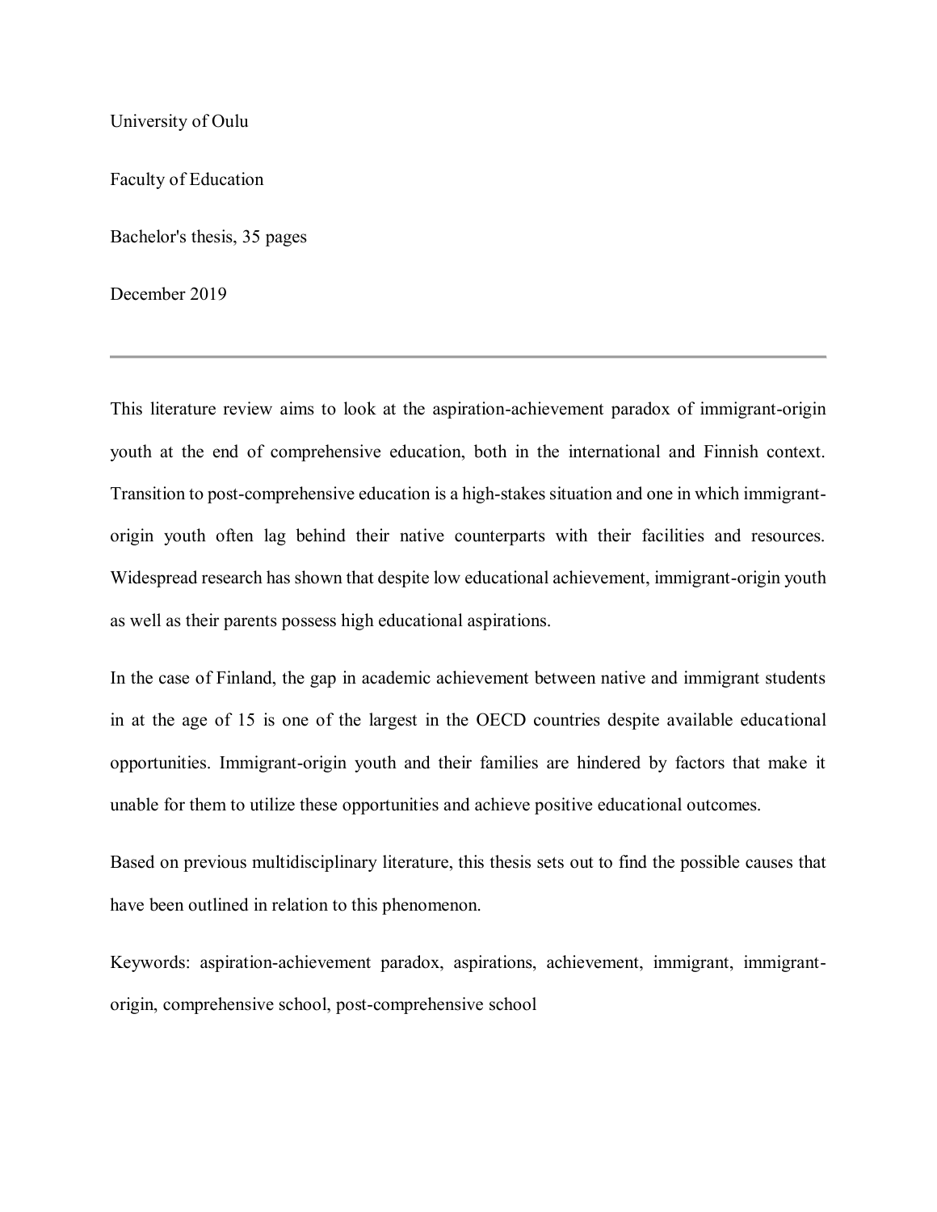University of Oulu

Faculty of Education

Bachelor's thesis, 35 pages

December 2019

---

This literature review aims to look at the aspiration-achievement paradox of immigrant-origin youth at the end of comprehensive education, both in the international and Finnish context. Transition to post-comprehensive education is a high-stakes situation and one in which immigrant-origin youth often lag behind their native counterparts with their facilities and resources. Widespread research has shown that despite low educational achievement, immigrant-origin youth as well as their parents possess high educational aspirations.

In the case of Finland, the gap in academic achievement between native and immigrant students in at the age of 15 is one of the largest in the OECD countries despite available educational opportunities. Immigrant-origin youth and their families are hindered by factors that make it unable for them to utilize these opportunities and achieve positive educational outcomes.

Based on previous multidisciplinary literature, this thesis sets out to find the possible causes that have been outlined in relation to this phenomenon.

Keywords: aspiration-achievement paradox, aspirations, achievement, immigrant, immigrant-origin, comprehensive school, post-comprehensive school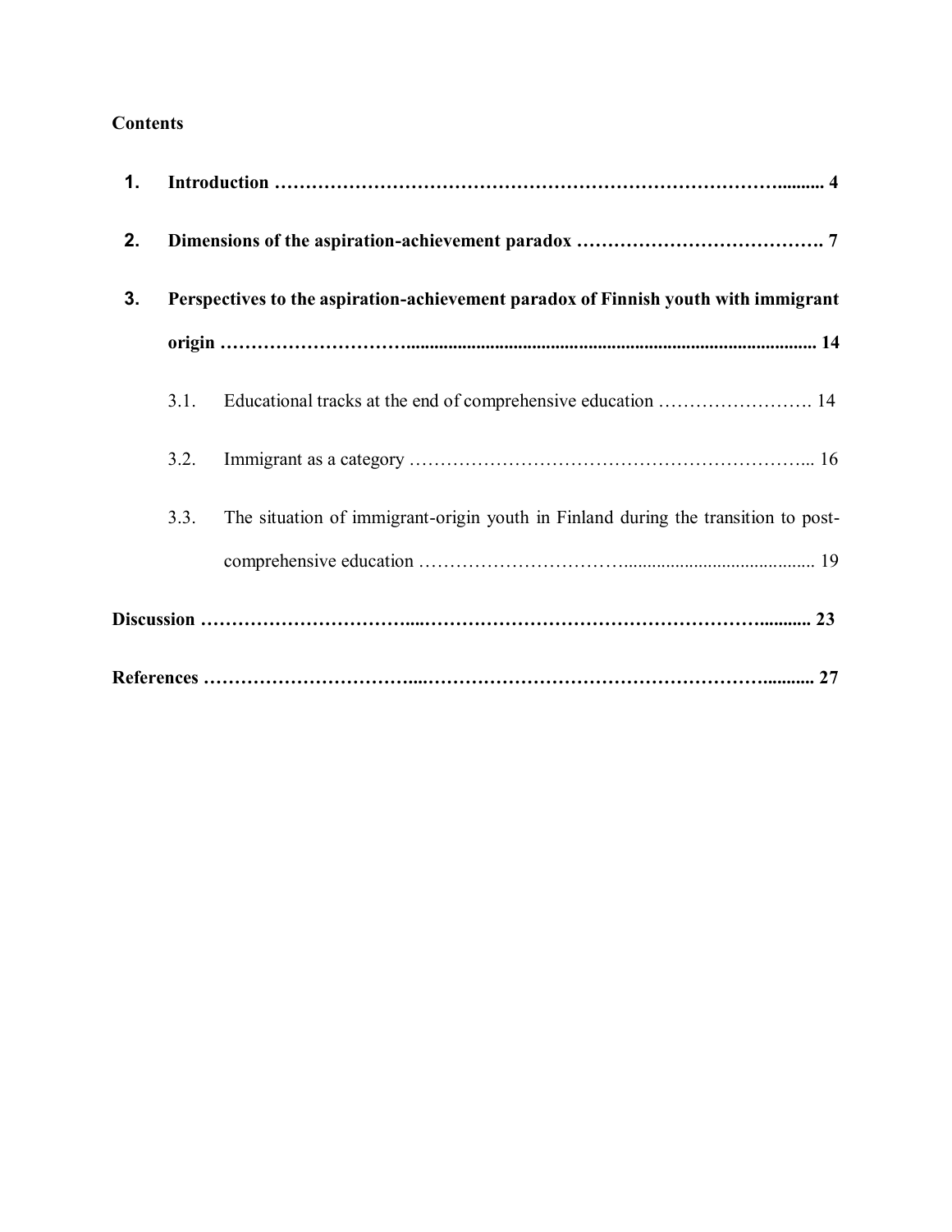**Contents**

1. **Introduction ………………………………………………………………………….......... 4**
2. **Dimensions of the aspiration-achievement paradox …………………………………. 7**
3. **Perspectives to the aspiration-achievement paradox of Finnish youth with immigrant origin ………………………........................................................................................... 14**
   - 3.1. Educational tracks at the end of comprehensive education ……………………. 14
   - 3.2. Immigrant as a category ………………………………………………………... 16
   - 3.3. The situation of immigrant-origin youth in Finland during the transition to post-comprehensive education …………………………........................................ 19

**Discussion ……………………………....…………………………………………………........... 23**

**References ……………………………....…………………………………………………........... 27**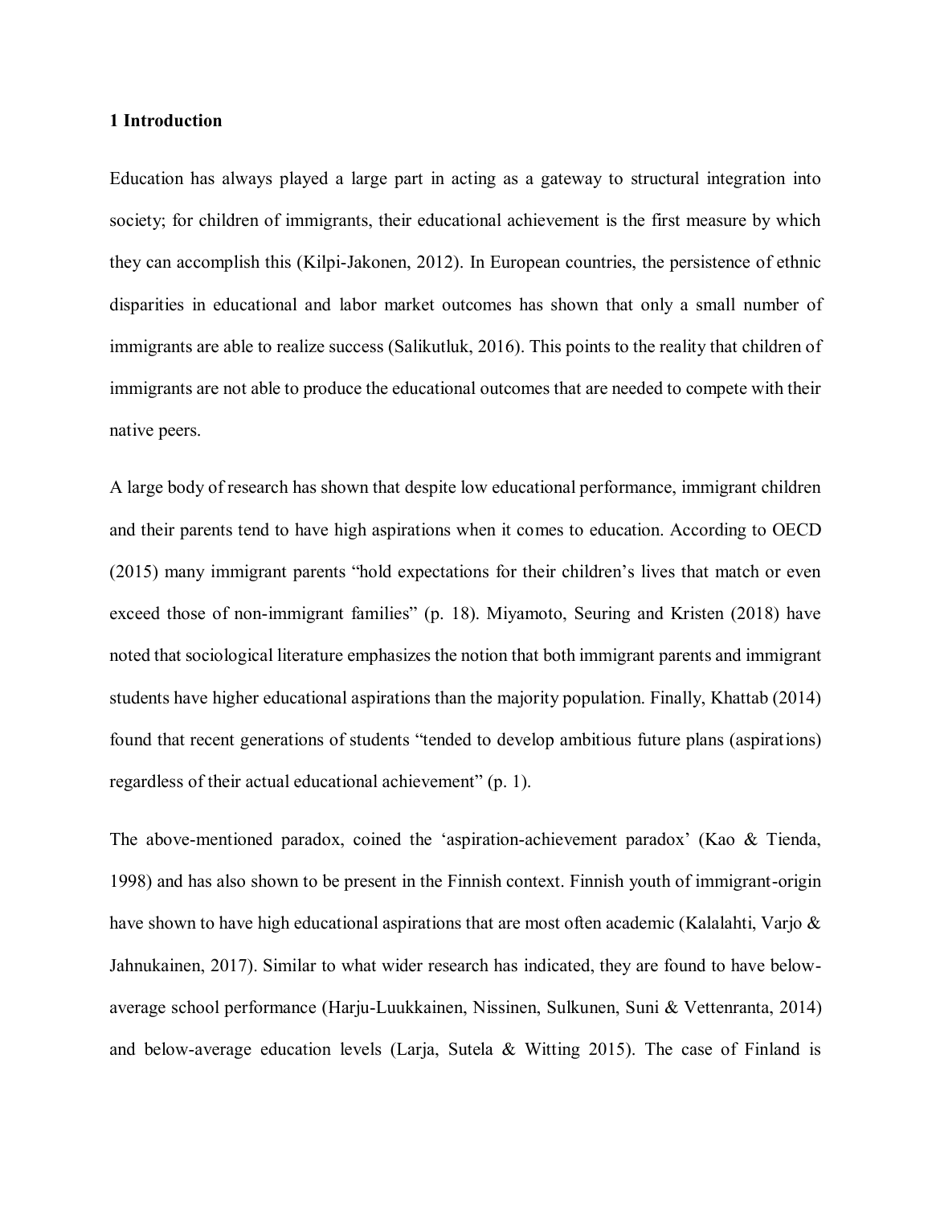## 1 Introduction

Education has always played a large part in acting as a gateway to structural integration into society; for children of immigrants, their educational achievement is the first measure by which they can accomplish this (Kilpi-Jakonen, 2012). In European countries, the persistence of ethnic disparities in educational and labor market outcomes has shown that only a small number of immigrants are able to realize success (Salikutluk, 2016). This points to the reality that children of immigrants are not able to produce the educational outcomes that are needed to compete with their native peers.

A large body of research has shown that despite low educational performance, immigrant children and their parents tend to have high aspirations when it comes to education. According to OECD (2015) many immigrant parents "hold expectations for their children's lives that match or even exceed those of non-immigrant families" (p. 18). Miyamoto, Seuring and Kristen (2018) have noted that sociological literature emphasizes the notion that both immigrant parents and immigrant students have higher educational aspirations than the majority population. Finally, Khattab (2014) found that recent generations of students "tended to develop ambitious future plans (aspirations) regardless of their actual educational achievement" (p. 1).

The above-mentioned paradox, coined the 'aspiration-achievement paradox' (Kao & Tienda, 1998) and has also shown to be present in the Finnish context. Finnish youth of immigrant-origin have shown to have high educational aspirations that are most often academic (Kalalahti, Varjo & Jahnukainen, 2017). Similar to what wider research has indicated, they are found to have below-average school performance (Harju-Luukkainen, Nissinen, Sulkunen, Suni & Vettenranta, 2014) and below-average education levels (Larja, Sutela & Witting 2015). The case of Finland is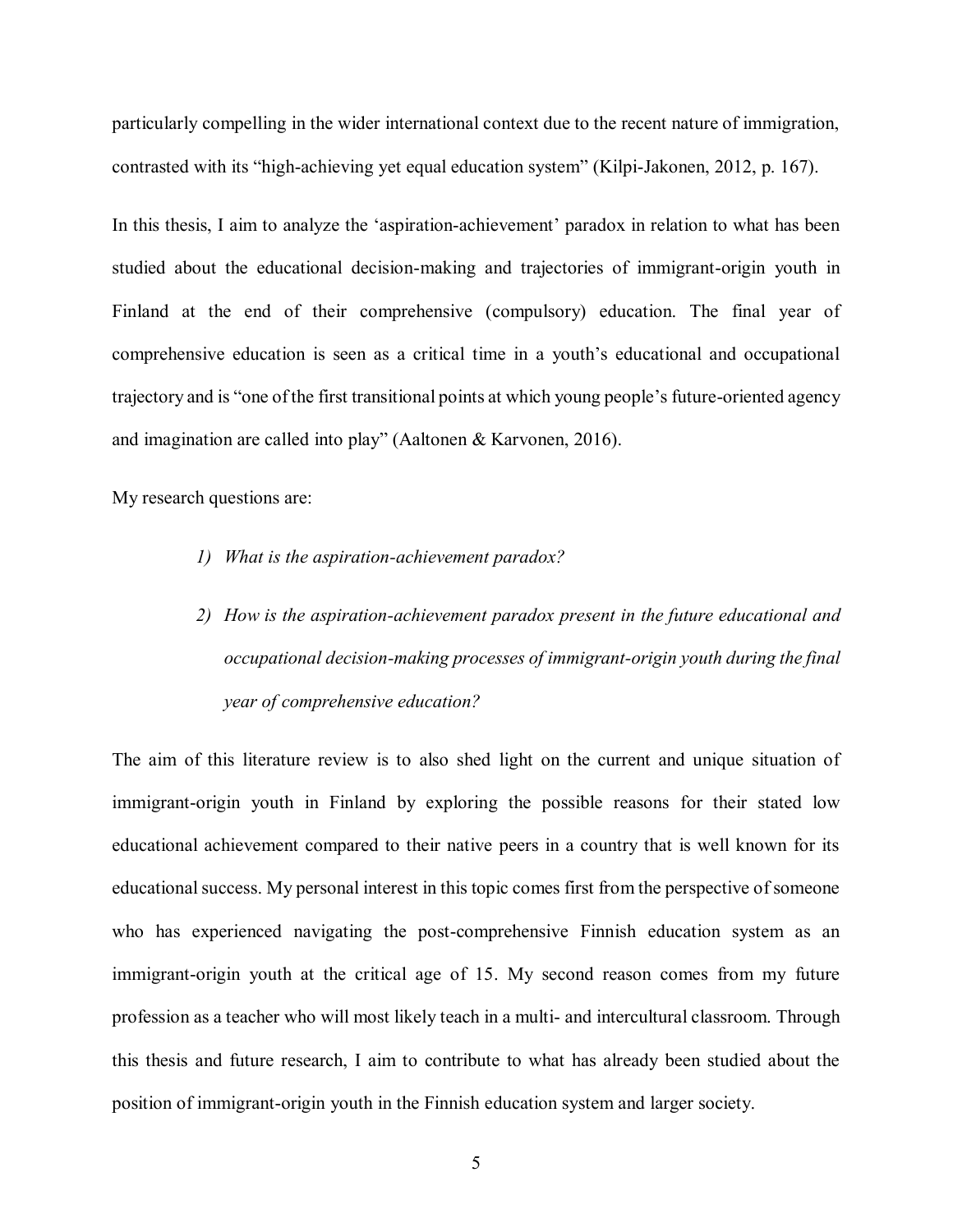particularly compelling in the wider international context due to the recent nature of immigration, contrasted with its "high-achieving yet equal education system" (Kilpi-Jakonen, 2012, p. 167).

In this thesis, I aim to analyze the 'aspiration-achievement' paradox in relation to what has been studied about the educational decision-making and trajectories of immigrant-origin youth in Finland at the end of their comprehensive (compulsory) education. The final year of comprehensive education is seen as a critical time in a youth's educational and occupational trajectory and is "one of the first transitional points at which young people's future-oriented agency and imagination are called into play" (Aaltonen & Karvonen, 2016).

My research questions are:

1) *What is the aspiration-achievement paradox?*

2) *How is the aspiration-achievement paradox present in the future educational and occupational decision-making processes of immigrant-origin youth during the final year of comprehensive education?*

The aim of this literature review is to also shed light on the current and unique situation of immigrant-origin youth in Finland by exploring the possible reasons for their stated low educational achievement compared to their native peers in a country that is well known for its educational success. My personal interest in this topic comes first from the perspective of someone who has experienced navigating the post-comprehensive Finnish education system as an immigrant-origin youth at the critical age of 15. My second reason comes from my future profession as a teacher who will most likely teach in a multi- and intercultural classroom. Through this thesis and future research, I aim to contribute to what has already been studied about the position of immigrant-origin youth in the Finnish education system and larger society.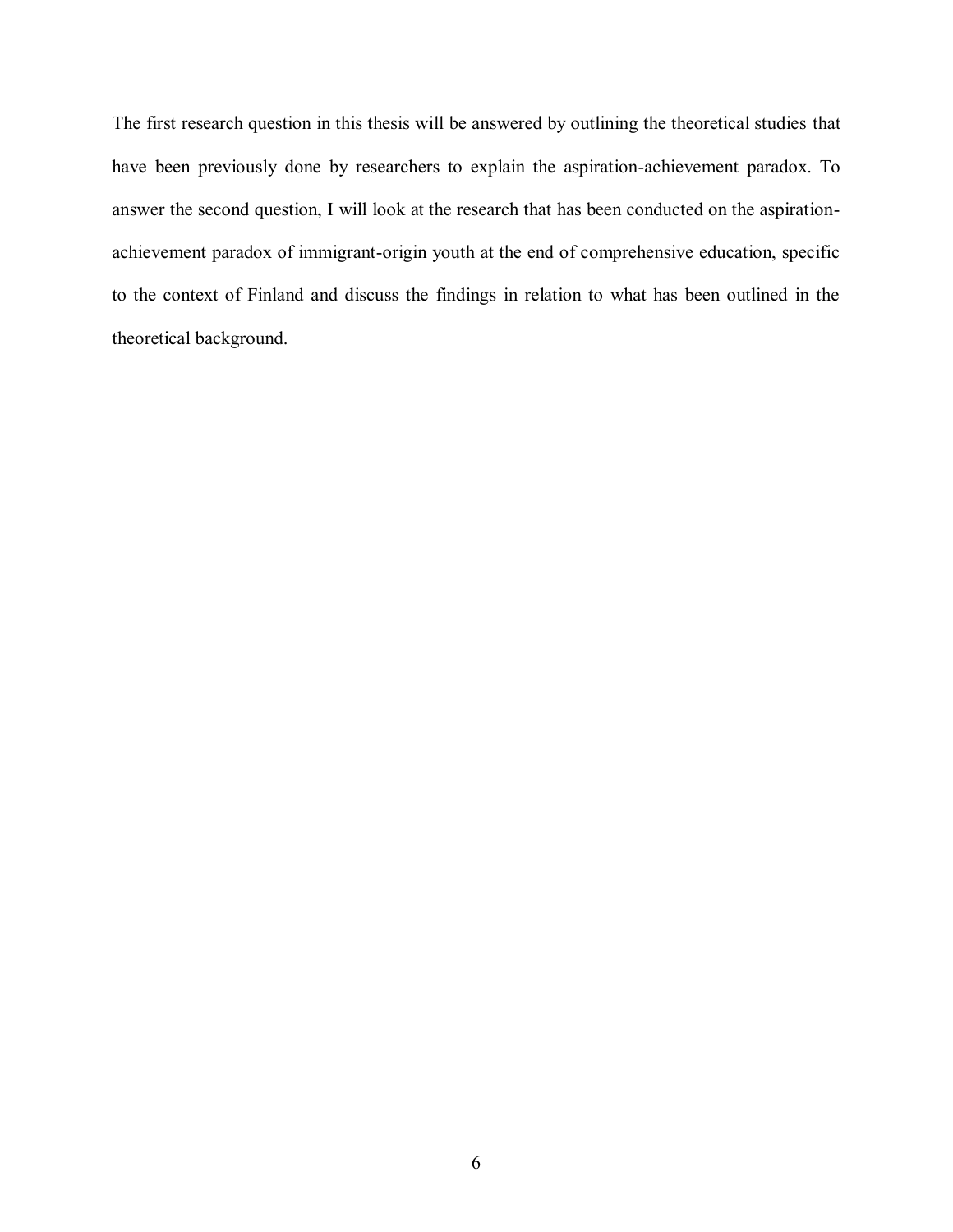The first research question in this thesis will be answered by outlining the theoretical studies that have been previously done by researchers to explain the aspiration-achievement paradox. To answer the second question, I will look at the research that has been conducted on the aspiration-achievement paradox of immigrant-origin youth at the end of comprehensive education, specific to the context of Finland and discuss the findings in relation to what has been outlined in the theoretical background.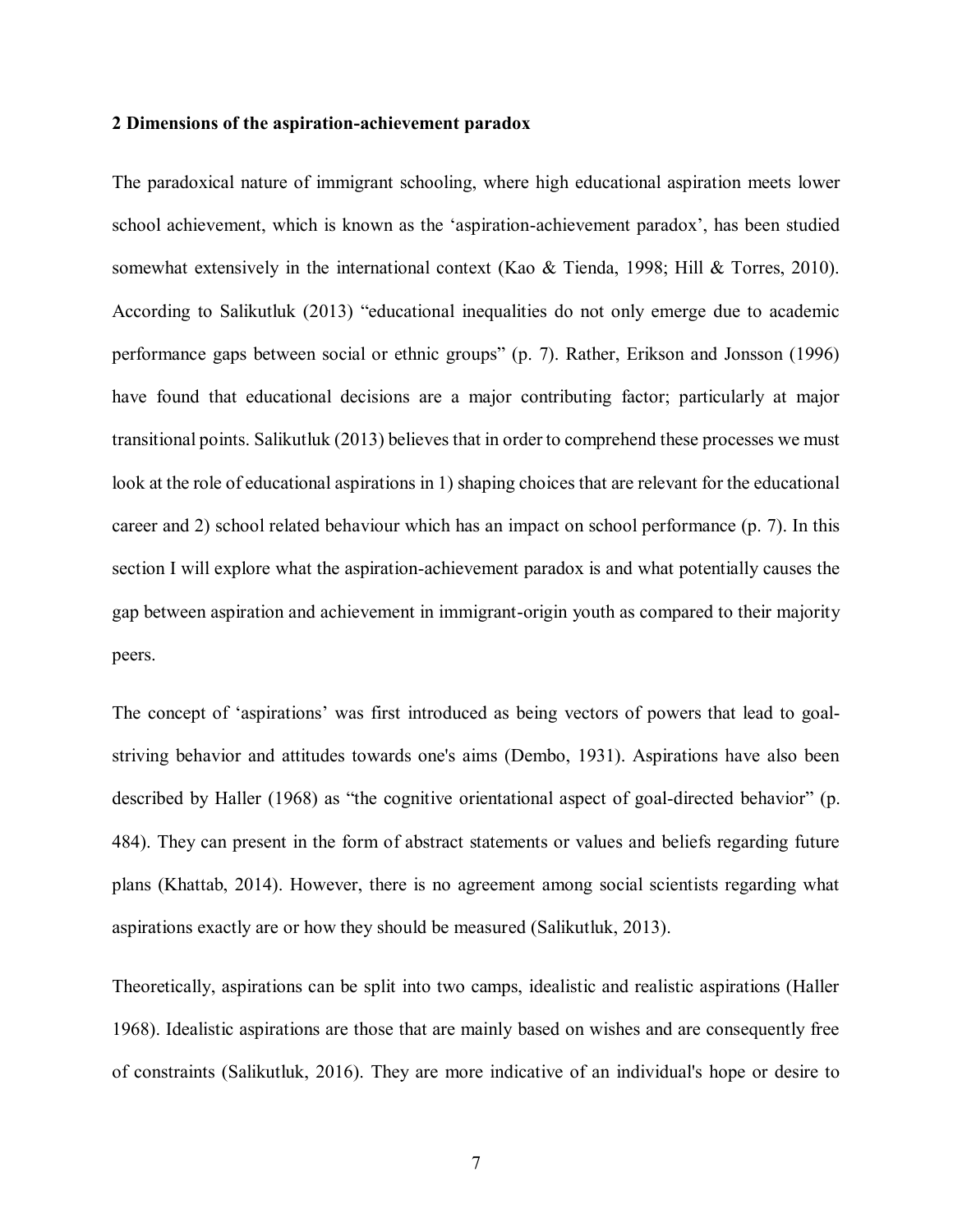## 2 Dimensions of the aspiration-achievement paradox

The paradoxical nature of immigrant schooling, where high educational aspiration meets lower school achievement, which is known as the 'aspiration-achievement paradox', has been studied somewhat extensively in the international context (Kao & Tienda, 1998; Hill & Torres, 2010). According to Salikutluk (2013) "educational inequalities do not only emerge due to academic performance gaps between social or ethnic groups" (p. 7). Rather, Erikson and Jonsson (1996) have found that educational decisions are a major contributing factor; particularly at major transitional points. Salikutluk (2013) believes that in order to comprehend these processes we must look at the role of educational aspirations in 1) shaping choices that are relevant for the educational career and 2) school related behaviour which has an impact on school performance (p. 7). In this section I will explore what the aspiration-achievement paradox is and what potentially causes the gap between aspiration and achievement in immigrant-origin youth as compared to their majority peers.

The concept of 'aspirations' was first introduced as being vectors of powers that lead to goal-striving behavior and attitudes towards one's aims (Dembo, 1931). Aspirations have also been described by Haller (1968) as "the cognitive orientational aspect of goal-directed behavior" (p. 484). They can present in the form of abstract statements or values and beliefs regarding future plans (Khattab, 2014). However, there is no agreement among social scientists regarding what aspirations exactly are or how they should be measured (Salikutluk, 2013).

Theoretically, aspirations can be split into two camps, idealistic and realistic aspirations (Haller 1968). Idealistic aspirations are those that are mainly based on wishes and are consequently free of constraints (Salikutluk, 2016). They are more indicative of an individual's hope or desire to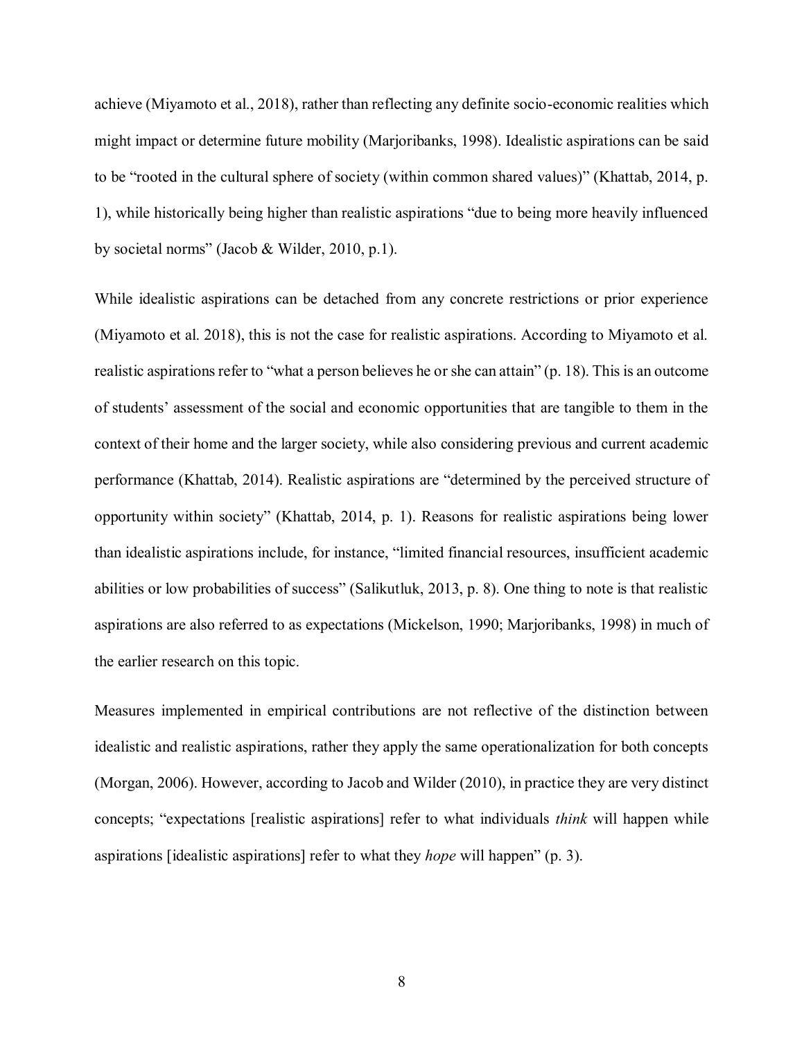achieve (Miyamoto et al., 2018), rather than reflecting any definite socio-economic realities which might impact or determine future mobility (Marjoribanks, 1998). Idealistic aspirations can be said to be "rooted in the cultural sphere of society (within common shared values)" (Khattab, 2014, p. 1), while historically being higher than realistic aspirations "due to being more heavily influenced by societal norms" (Jacob & Wilder, 2010, p.1).

While idealistic aspirations can be detached from any concrete restrictions or prior experience (Miyamoto et al. 2018), this is not the case for realistic aspirations. According to Miyamoto et al. realistic aspirations refer to "what a person believes he or she can attain" (p. 18). This is an outcome of students' assessment of the social and economic opportunities that are tangible to them in the context of their home and the larger society, while also considering previous and current academic performance (Khattab, 2014). Realistic aspirations are "determined by the perceived structure of opportunity within society" (Khattab, 2014, p. 1). Reasons for realistic aspirations being lower than idealistic aspirations include, for instance, "limited financial resources, insufficient academic abilities or low probabilities of success" (Salikutluk, 2013, p. 8). One thing to note is that realistic aspirations are also referred to as expectations (Mickelson, 1990; Marjoribanks, 1998) in much of the earlier research on this topic.

Measures implemented in empirical contributions are not reflective of the distinction between idealistic and realistic aspirations, rather they apply the same operationalization for both concepts (Morgan, 2006). However, according to Jacob and Wilder (2010), in practice they are very distinct concepts; "expectations [realistic aspirations] refer to what individuals *think* will happen while aspirations [idealistic aspirations] refer to what they *hope* will happen" (p. 3).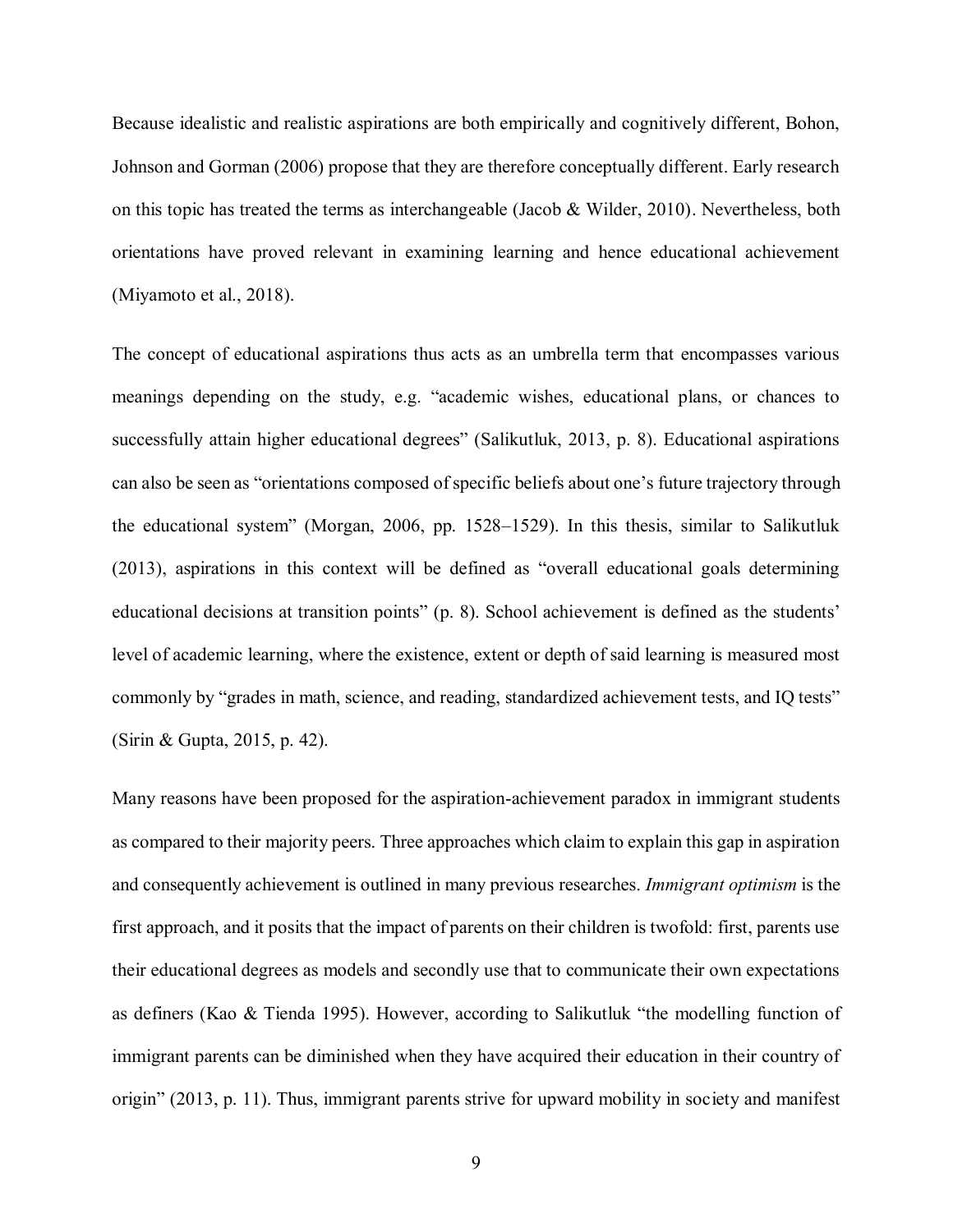Because idealistic and realistic aspirations are both empirically and cognitively different, Bohon, Johnson and Gorman (2006) propose that they are therefore conceptually different. Early research on this topic has treated the terms as interchangeable (Jacob & Wilder, 2010). Nevertheless, both orientations have proved relevant in examining learning and hence educational achievement (Miyamoto et al., 2018).

The concept of educational aspirations thus acts as an umbrella term that encompasses various meanings depending on the study, e.g. "academic wishes, educational plans, or chances to successfully attain higher educational degrees" (Salikutluk, 2013, p. 8). Educational aspirations can also be seen as "orientations composed of specific beliefs about one's future trajectory through the educational system" (Morgan, 2006, pp. 1528–1529). In this thesis, similar to Salikutluk (2013), aspirations in this context will be defined as "overall educational goals determining educational decisions at transition points" (p. 8). School achievement is defined as the students' level of academic learning, where the existence, extent or depth of said learning is measured most commonly by "grades in math, science, and reading, standardized achievement tests, and IQ tests" (Sirin & Gupta, 2015, p. 42).

Many reasons have been proposed for the aspiration-achievement paradox in immigrant students as compared to their majority peers. Three approaches which claim to explain this gap in aspiration and consequently achievement is outlined in many previous researches. *Immigrant optimism* is the first approach, and it posits that the impact of parents on their children is twofold: first, parents use their educational degrees as models and secondly use that to communicate their own expectations as definers (Kao & Tienda 1995). However, according to Salikutluk "the modelling function of immigrant parents can be diminished when they have acquired their education in their country of origin" (2013, p. 11). Thus, immigrant parents strive for upward mobility in society and manifest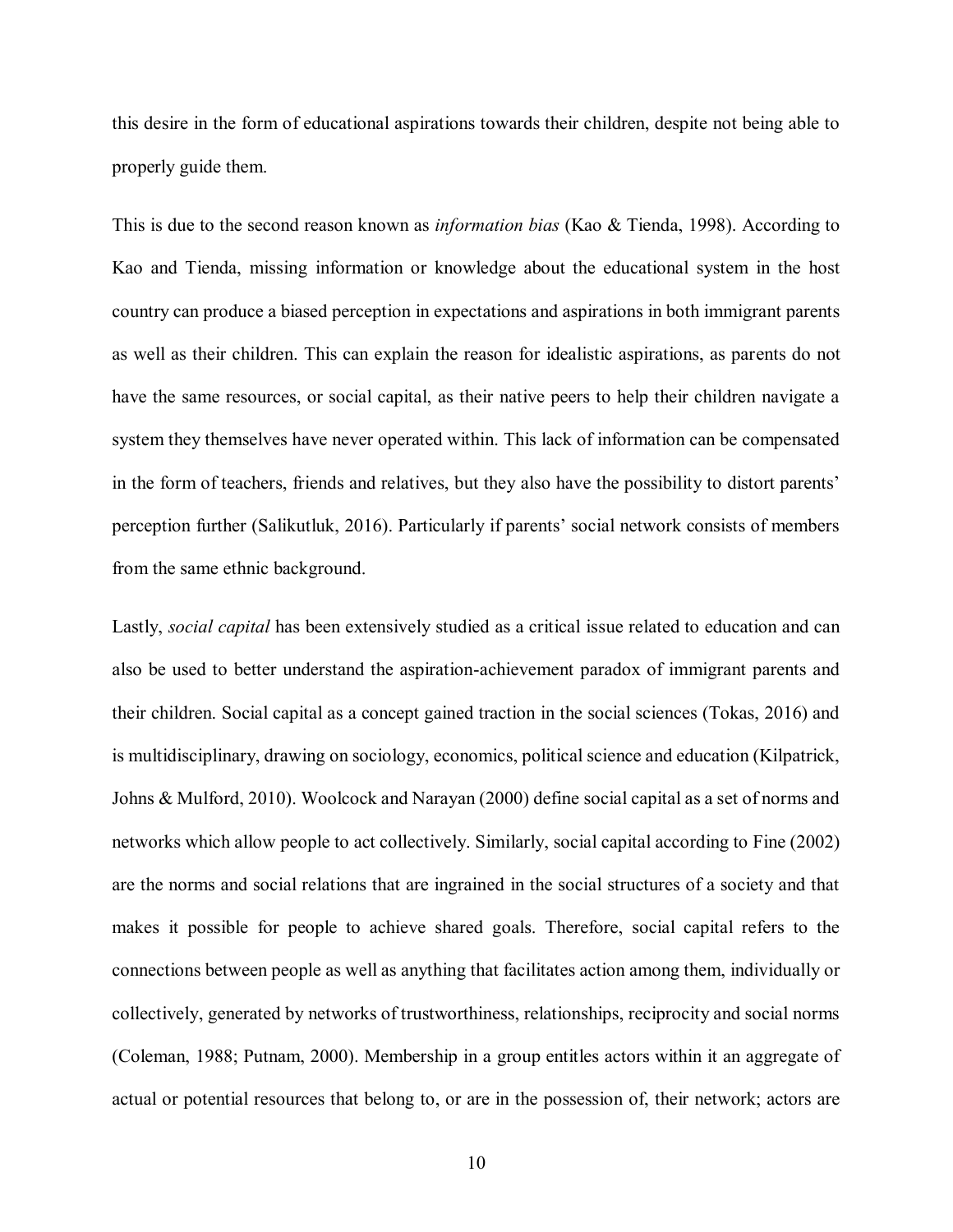this desire in the form of educational aspirations towards their children, despite not being able to properly guide them.

This is due to the second reason known as *information bias* (Kao & Tienda, 1998). According to Kao and Tienda, missing information or knowledge about the educational system in the host country can produce a biased perception in expectations and aspirations in both immigrant parents as well as their children. This can explain the reason for idealistic aspirations, as parents do not have the same resources, or social capital, as their native peers to help their children navigate a system they themselves have never operated within. This lack of information can be compensated in the form of teachers, friends and relatives, but they also have the possibility to distort parents' perception further (Salikutluk, 2016). Particularly if parents' social network consists of members from the same ethnic background.

Lastly, *social capital* has been extensively studied as a critical issue related to education and can also be used to better understand the aspiration-achievement paradox of immigrant parents and their children. Social capital as a concept gained traction in the social sciences (Tokas, 2016) and is multidisciplinary, drawing on sociology, economics, political science and education (Kilpatrick, Johns & Mulford, 2010). Woolcock and Narayan (2000) define social capital as a set of norms and networks which allow people to act collectively. Similarly, social capital according to Fine (2002) are the norms and social relations that are ingrained in the social structures of a society and that makes it possible for people to achieve shared goals. Therefore, social capital refers to the connections between people as well as anything that facilitates action among them, individually or collectively, generated by networks of trustworthiness, relationships, reciprocity and social norms (Coleman, 1988; Putnam, 2000). Membership in a group entitles actors within it an aggregate of actual or potential resources that belong to, or are in the possession of, their network; actors are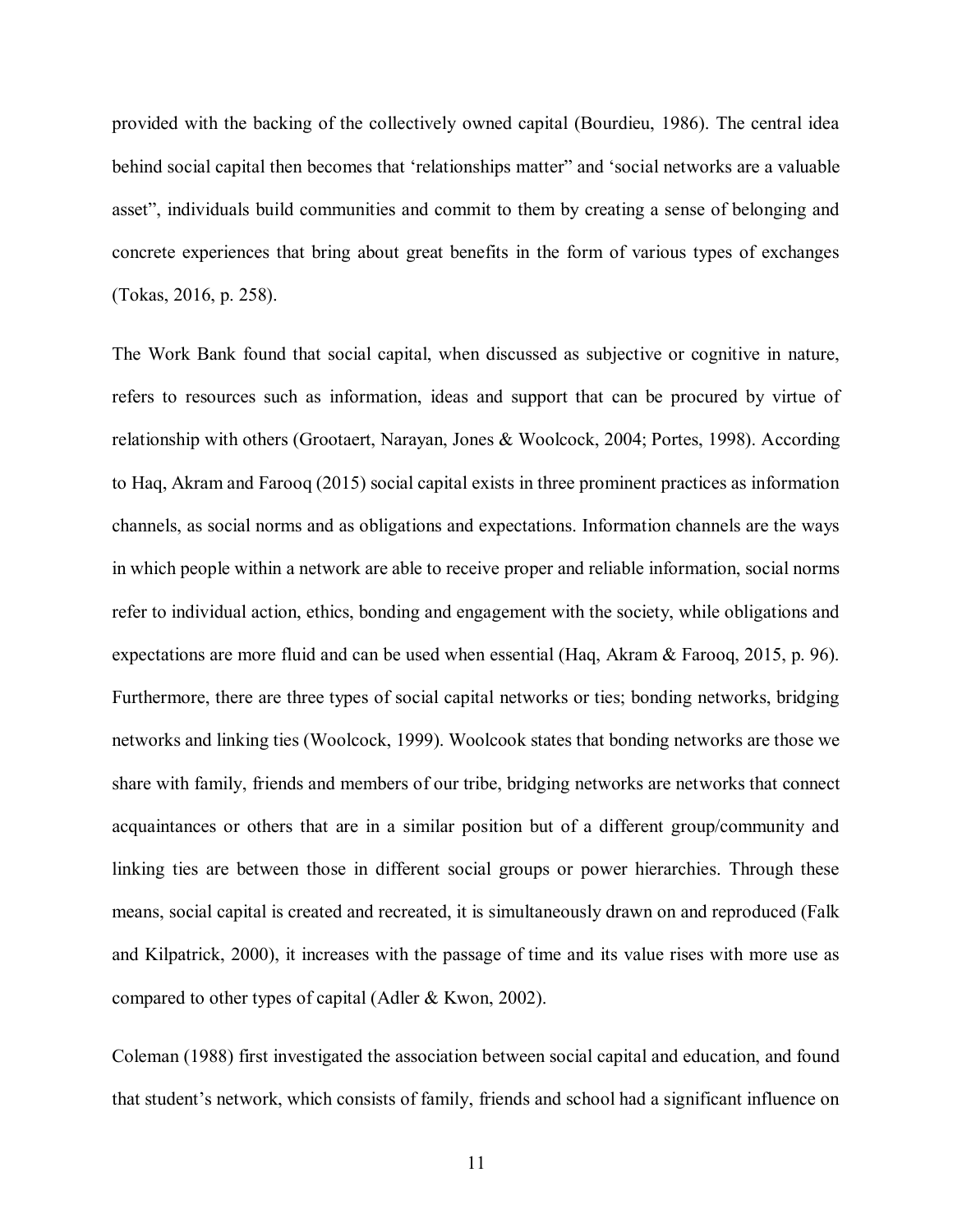provided with the backing of the collectively owned capital (Bourdieu, 1986). The central idea behind social capital then becomes that 'relationships matter" and 'social networks are a valuable asset", individuals build communities and commit to them by creating a sense of belonging and concrete experiences that bring about great benefits in the form of various types of exchanges (Tokas, 2016, p. 258).

The Work Bank found that social capital, when discussed as subjective or cognitive in nature, refers to resources such as information, ideas and support that can be procured by virtue of relationship with others (Grootaert, Narayan, Jones & Woolcock, 2004; Portes, 1998). According to Haq, Akram and Farooq (2015) social capital exists in three prominent practices as information channels, as social norms and as obligations and expectations. Information channels are the ways in which people within a network are able to receive proper and reliable information, social norms refer to individual action, ethics, bonding and engagement with the society, while obligations and expectations are more fluid and can be used when essential (Haq, Akram & Farooq, 2015, p. 96). Furthermore, there are three types of social capital networks or ties; bonding networks, bridging networks and linking ties (Woolcock, 1999). Woolcook states that bonding networks are those we share with family, friends and members of our tribe, bridging networks are networks that connect acquaintances or others that are in a similar position but of a different group/community and linking ties are between those in different social groups or power hierarchies. Through these means, social capital is created and recreated, it is simultaneously drawn on and reproduced (Falk and Kilpatrick, 2000), it increases with the passage of time and its value rises with more use as compared to other types of capital (Adler & Kwon, 2002).

Coleman (1988) first investigated the association between social capital and education, and found that student's network, which consists of family, friends and school had a significant influence on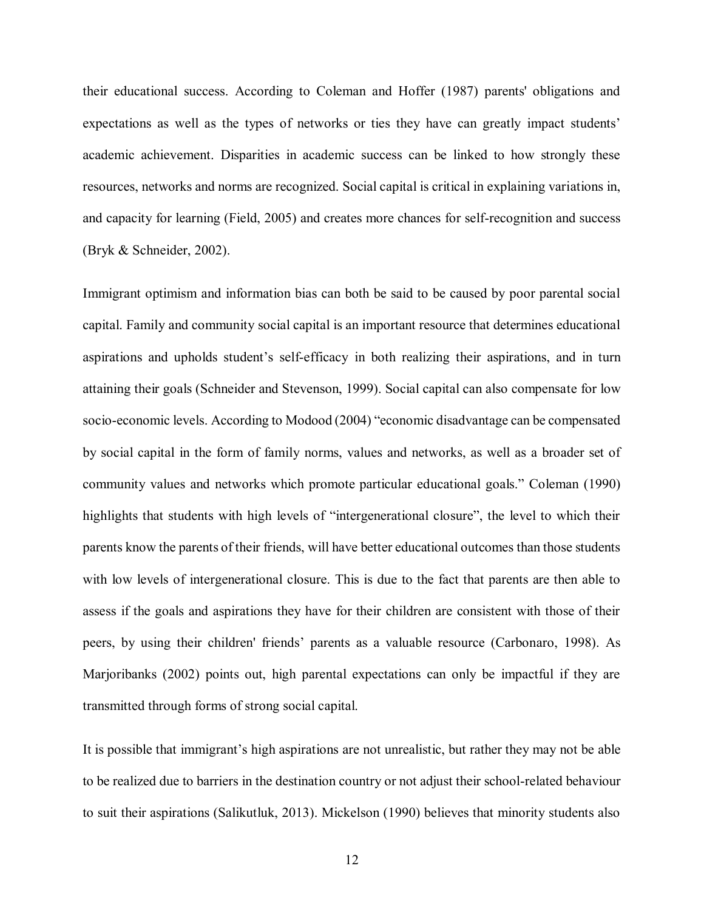their educational success. According to Coleman and Hoffer (1987) parents' obligations and expectations as well as the types of networks or ties they have can greatly impact students' academic achievement. Disparities in academic success can be linked to how strongly these resources, networks and norms are recognized. Social capital is critical in explaining variations in, and capacity for learning (Field, 2005) and creates more chances for self-recognition and success (Bryk & Schneider, 2002).

Immigrant optimism and information bias can both be said to be caused by poor parental social capital. Family and community social capital is an important resource that determines educational aspirations and upholds student's self-efficacy in both realizing their aspirations, and in turn attaining their goals (Schneider and Stevenson, 1999). Social capital can also compensate for low socio-economic levels. According to Modood (2004) "economic disadvantage can be compensated by social capital in the form of family norms, values and networks, as well as a broader set of community values and networks which promote particular educational goals." Coleman (1990) highlights that students with high levels of "intergenerational closure", the level to which their parents know the parents of their friends, will have better educational outcomes than those students with low levels of intergenerational closure. This is due to the fact that parents are then able to assess if the goals and aspirations they have for their children are consistent with those of their peers, by using their children' friends' parents as a valuable resource (Carbonaro, 1998). As Marjoribanks (2002) points out, high parental expectations can only be impactful if they are transmitted through forms of strong social capital.

It is possible that immigrant's high aspirations are not unrealistic, but rather they may not be able to be realized due to barriers in the destination country or not adjust their school-related behaviour to suit their aspirations (Salikutluk, 2013). Mickelson (1990) believes that minority students also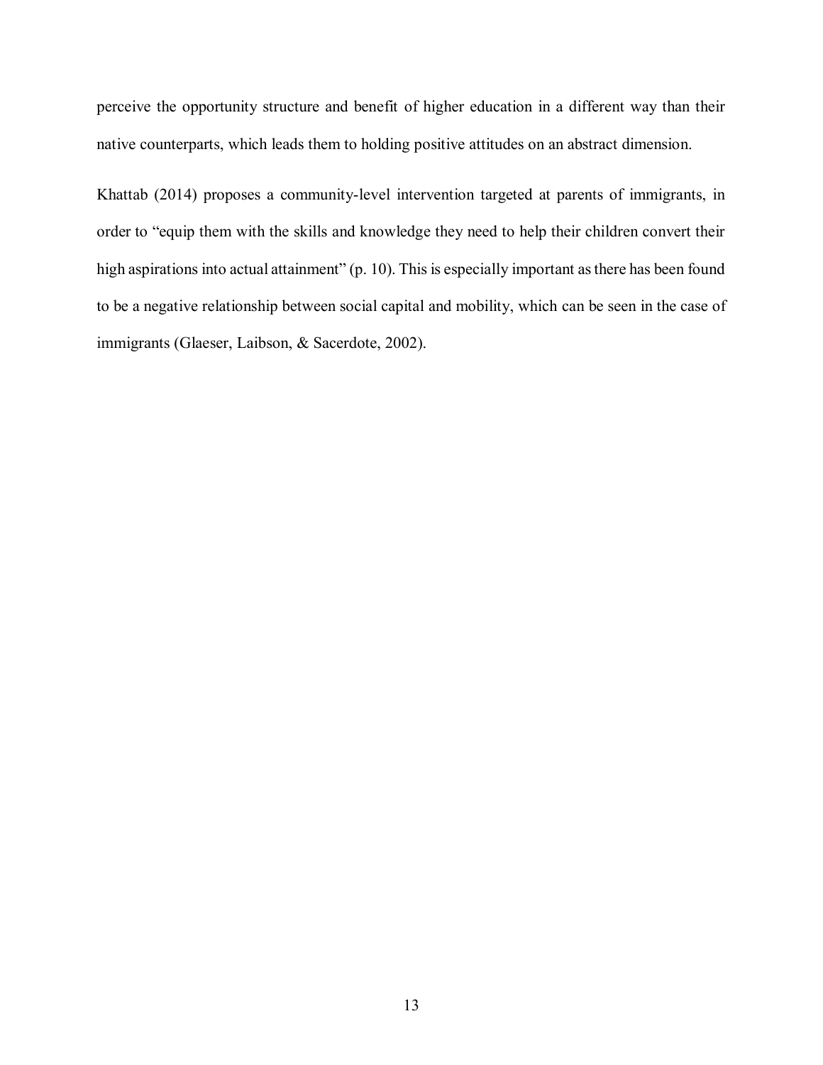perceive the opportunity structure and benefit of higher education in a different way than their native counterparts, which leads them to holding positive attitudes on an abstract dimension.

Khattab (2014) proposes a community-level intervention targeted at parents of immigrants, in order to “equip them with the skills and knowledge they need to help their children convert their high aspirations into actual attainment” (p. 10). This is especially important as there has been found to be a negative relationship between social capital and mobility, which can be seen in the case of immigrants (Glaeser, Laibson, & Sacerdote, 2002).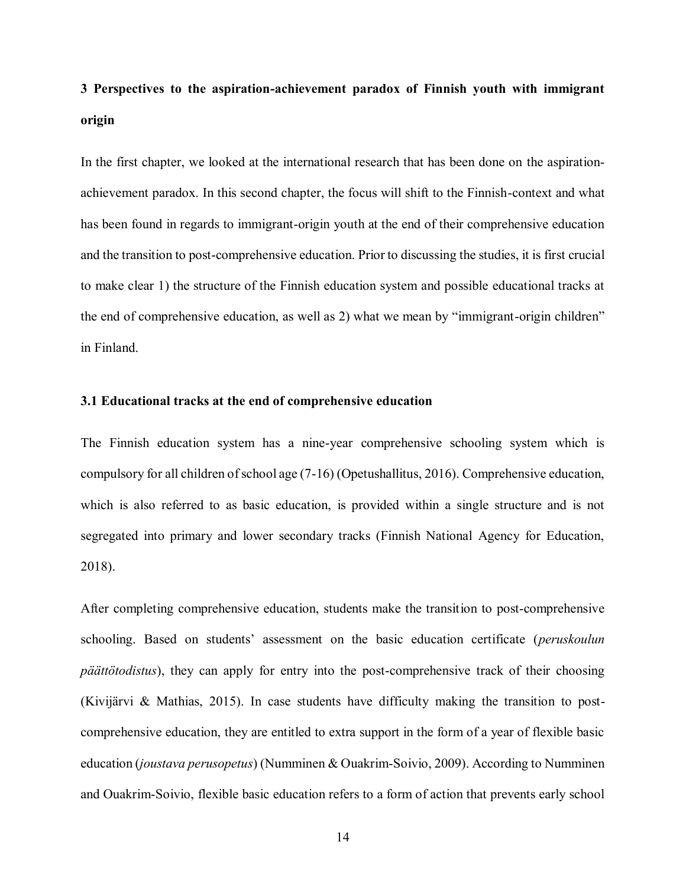## 3 Perspectives to the aspiration-achievement paradox of Finnish youth with immigrant origin

In the first chapter, we looked at the international research that has been done on the aspiration-achievement paradox. In this second chapter, the focus will shift to the Finnish-context and what has been found in regards to immigrant-origin youth at the end of their comprehensive education and the transition to post-comprehensive education. Prior to discussing the studies, it is first crucial to make clear 1) the structure of the Finnish education system and possible educational tracks at the end of comprehensive education, as well as 2) what we mean by "immigrant-origin children" in Finland.

### 3.1 Educational tracks at the end of comprehensive education

The Finnish education system has a nine-year comprehensive schooling system which is compulsory for all children of school age (7-16) (Opetushallitus, 2016). Comprehensive education, which is also referred to as basic education, is provided within a single structure and is not segregated into primary and lower secondary tracks (Finnish National Agency for Education, 2018).

After completing comprehensive education, students make the transition to post-comprehensive schooling. Based on students' assessment on the basic education certificate (*peruskoulun päättötodistus*), they can apply for entry into the post-comprehensive track of their choosing (Kivijärvi & Mathias, 2015). In case students have difficulty making the transition to post-comprehensive education, they are entitled to extra support in the form of a year of flexible basic education (*joustava perusopetus*) (Numminen & Ouakrim-Soivio, 2009). According to Numminen and Ouakrim-Soivio, flexible basic education refers to a form of action that prevents early school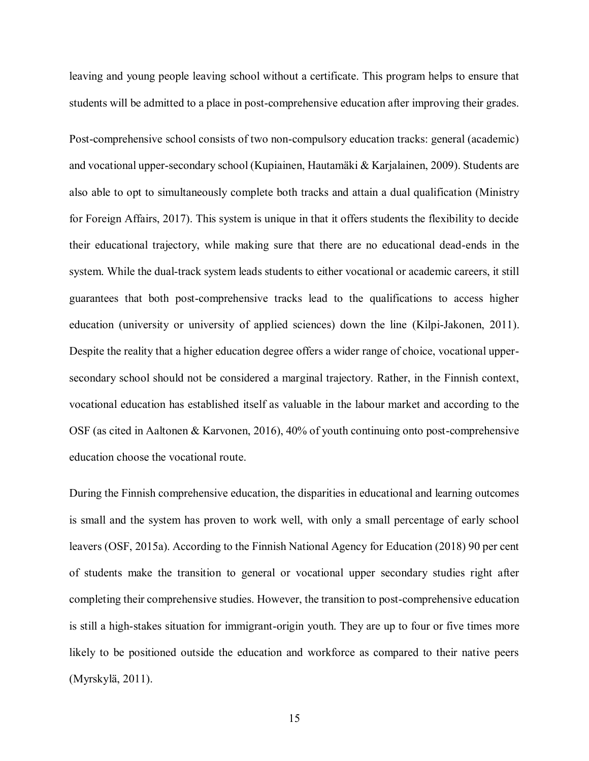leaving and young people leaving school without a certificate. This program helps to ensure that students will be admitted to a place in post-comprehensive education after improving their grades.

Post-comprehensive school consists of two non-compulsory education tracks: general (academic) and vocational upper-secondary school (Kupiainen, Hautamäki & Karjalainen, 2009). Students are also able to opt to simultaneously complete both tracks and attain a dual qualification (Ministry for Foreign Affairs, 2017). This system is unique in that it offers students the flexibility to decide their educational trajectory, while making sure that there are no educational dead-ends in the system. While the dual-track system leads students to either vocational or academic careers, it still guarantees that both post-comprehensive tracks lead to the qualifications to access higher education (university or university of applied sciences) down the line (Kilpi-Jakonen, 2011). Despite the reality that a higher education degree offers a wider range of choice, vocational upper-secondary school should not be considered a marginal trajectory. Rather, in the Finnish context, vocational education has established itself as valuable in the labour market and according to the OSF (as cited in Aaltonen & Karvonen, 2016), 40% of youth continuing onto post-comprehensive education choose the vocational route.

During the Finnish comprehensive education, the disparities in educational and learning outcomes is small and the system has proven to work well, with only a small percentage of early school leavers (OSF, 2015a). According to the Finnish National Agency for Education (2018) 90 per cent of students make the transition to general or vocational upper secondary studies right after completing their comprehensive studies. However, the transition to post-comprehensive education is still a high-stakes situation for immigrant-origin youth. They are up to four or five times more likely to be positioned outside the education and workforce as compared to their native peers (Myrskylä, 2011).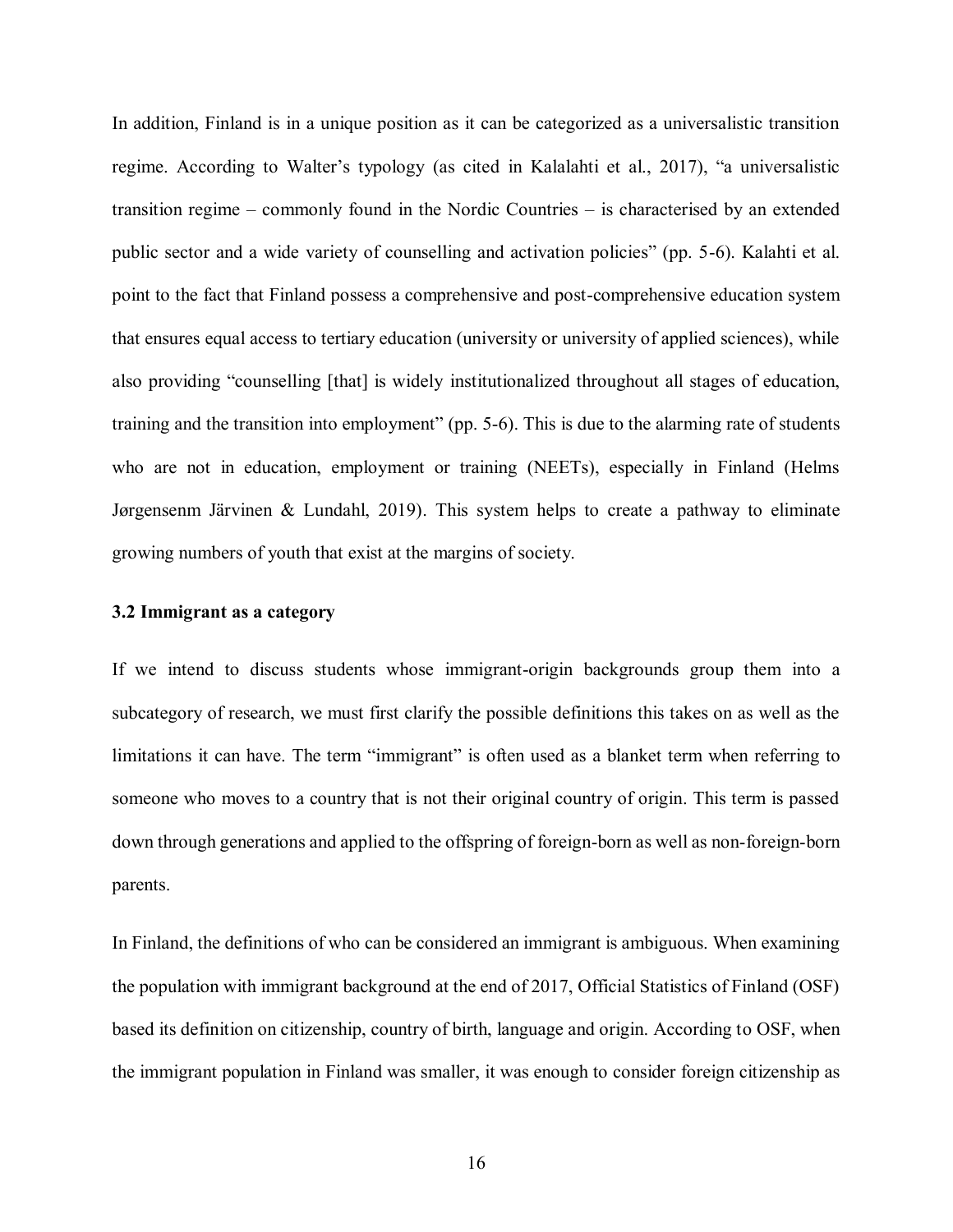In addition, Finland is in a unique position as it can be categorized as a universalistic transition regime. According to Walter's typology (as cited in Kalalahti et al., 2017), "a universalistic transition regime – commonly found in the Nordic Countries – is characterised by an extended public sector and a wide variety of counselling and activation policies" (pp. 5-6). Kalahti et al. point to the fact that Finland possess a comprehensive and post-comprehensive education system that ensures equal access to tertiary education (university or university of applied sciences), while also providing "counselling [that] is widely institutionalized throughout all stages of education, training and the transition into employment" (pp. 5-6). This is due to the alarming rate of students who are not in education, employment or training (NEETs), especially in Finland (Helms Jørgensenm Järvinen & Lundahl, 2019). This system helps to create a pathway to eliminate growing numbers of youth that exist at the margins of society.

### 3.2 Immigrant as a category

If we intend to discuss students whose immigrant-origin backgrounds group them into a subcategory of research, we must first clarify the possible definitions this takes on as well as the limitations it can have. The term "immigrant" is often used as a blanket term when referring to someone who moves to a country that is not their original country of origin. This term is passed down through generations and applied to the offspring of foreign-born as well as non-foreign-born parents.

In Finland, the definitions of who can be considered an immigrant is ambiguous. When examining the population with immigrant background at the end of 2017, Official Statistics of Finland (OSF) based its definition on citizenship, country of birth, language and origin. According to OSF, when the immigrant population in Finland was smaller, it was enough to consider foreign citizenship as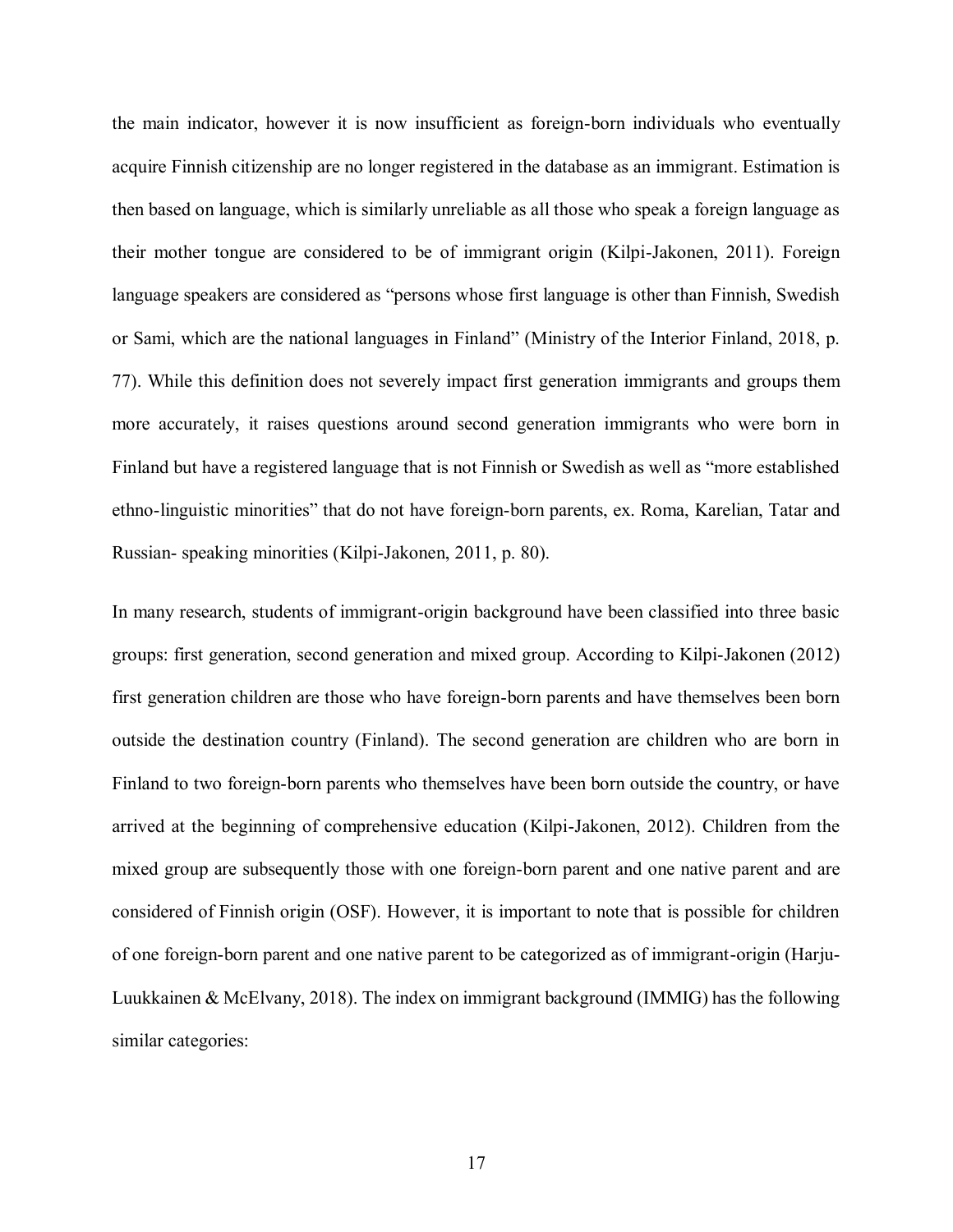the main indicator, however it is now insufficient as foreign-born individuals who eventually acquire Finnish citizenship are no longer registered in the database as an immigrant. Estimation is then based on language, which is similarly unreliable as all those who speak a foreign language as their mother tongue are considered to be of immigrant origin (Kilpi-Jakonen, 2011). Foreign language speakers are considered as "persons whose first language is other than Finnish, Swedish or Sami, which are the national languages in Finland" (Ministry of the Interior Finland, 2018, p. 77). While this definition does not severely impact first generation immigrants and groups them more accurately, it raises questions around second generation immigrants who were born in Finland but have a registered language that is not Finnish or Swedish as well as "more established ethno-linguistic minorities" that do not have foreign-born parents, ex. Roma, Karelian, Tatar and Russian- speaking minorities (Kilpi-Jakonen, 2011, p. 80).

In many research, students of immigrant-origin background have been classified into three basic groups: first generation, second generation and mixed group. According to Kilpi-Jakonen (2012) first generation children are those who have foreign-born parents and have themselves been born outside the destination country (Finland). The second generation are children who are born in Finland to two foreign-born parents who themselves have been born outside the country, or have arrived at the beginning of comprehensive education (Kilpi-Jakonen, 2012). Children from the mixed group are subsequently those with one foreign-born parent and one native parent and are considered of Finnish origin (OSF). However, it is important to note that is possible for children of one foreign-born parent and one native parent to be categorized as of immigrant-origin (Harju-Luukkainen & McElvany, 2018). The index on immigrant background (IMMIG) has the following similar categories: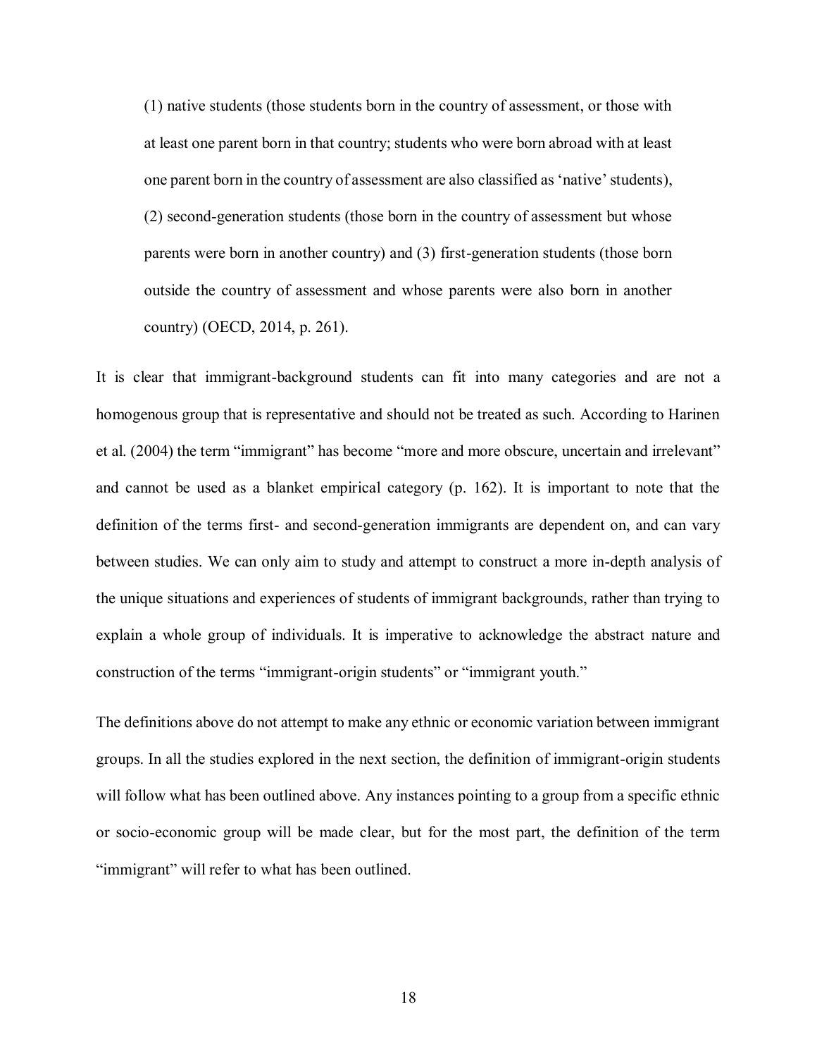> (1) native students (those students born in the country of assessment, or those with at least one parent born in that country; students who were born abroad with at least one parent born in the country of assessment are also classified as 'native' students), (2) second-generation students (those born in the country of assessment but whose parents were born in another country) and (3) first-generation students (those born outside the country of assessment and whose parents were also born in another country) (OECD, 2014, p. 261).

It is clear that immigrant-background students can fit into many categories and are not a homogenous group that is representative and should not be treated as such. According to Harinen et al. (2004) the term "immigrant" has become "more and more obscure, uncertain and irrelevant" and cannot be used as a blanket empirical category (p. 162). It is important to note that the definition of the terms first- and second-generation immigrants are dependent on, and can vary between studies. We can only aim to study and attempt to construct a more in-depth analysis of the unique situations and experiences of students of immigrant backgrounds, rather than trying to explain a whole group of individuals. It is imperative to acknowledge the abstract nature and construction of the terms "immigrant-origin students" or "immigrant youth."

The definitions above do not attempt to make any ethnic or economic variation between immigrant groups. In all the studies explored in the next section, the definition of immigrant-origin students will follow what has been outlined above. Any instances pointing to a group from a specific ethnic or socio-economic group will be made clear, but for the most part, the definition of the term "immigrant" will refer to what has been outlined.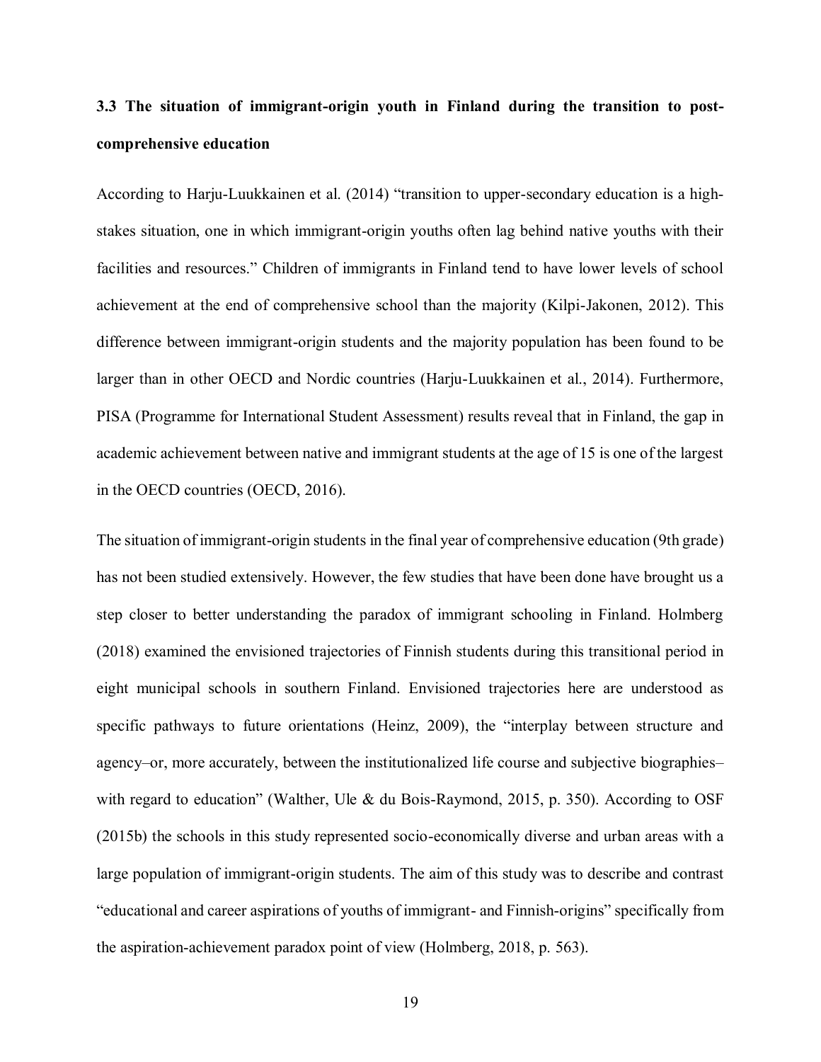### 3.3 The situation of immigrant-origin youth in Finland during the transition to post-comprehensive education

According to Harju-Luukkainen et al. (2014) "transition to upper-secondary education is a high-stakes situation, one in which immigrant-origin youths often lag behind native youths with their facilities and resources." Children of immigrants in Finland tend to have lower levels of school achievement at the end of comprehensive school than the majority (Kilpi-Jakonen, 2012). This difference between immigrant-origin students and the majority population has been found to be larger than in other OECD and Nordic countries (Harju-Luukkainen et al., 2014). Furthermore, PISA (Programme for International Student Assessment) results reveal that in Finland, the gap in academic achievement between native and immigrant students at the age of 15 is one of the largest in the OECD countries (OECD, 2016).

The situation of immigrant-origin students in the final year of comprehensive education (9th grade) has not been studied extensively. However, the few studies that have been done have brought us a step closer to better understanding the paradox of immigrant schooling in Finland. Holmberg (2018) examined the envisioned trajectories of Finnish students during this transitional period in eight municipal schools in southern Finland. Envisioned trajectories here are understood as specific pathways to future orientations (Heinz, 2009), the "interplay between structure and agency–or, more accurately, between the institutionalized life course and subjective biographies–with regard to education" (Walther, Ule & du Bois-Raymond, 2015, p. 350). According to OSF (2015b) the schools in this study represented socio-economically diverse and urban areas with a large population of immigrant-origin students. The aim of this study was to describe and contrast "educational and career aspirations of youths of immigrant- and Finnish-origins" specifically from the aspiration-achievement paradox point of view (Holmberg, 2018, p. 563).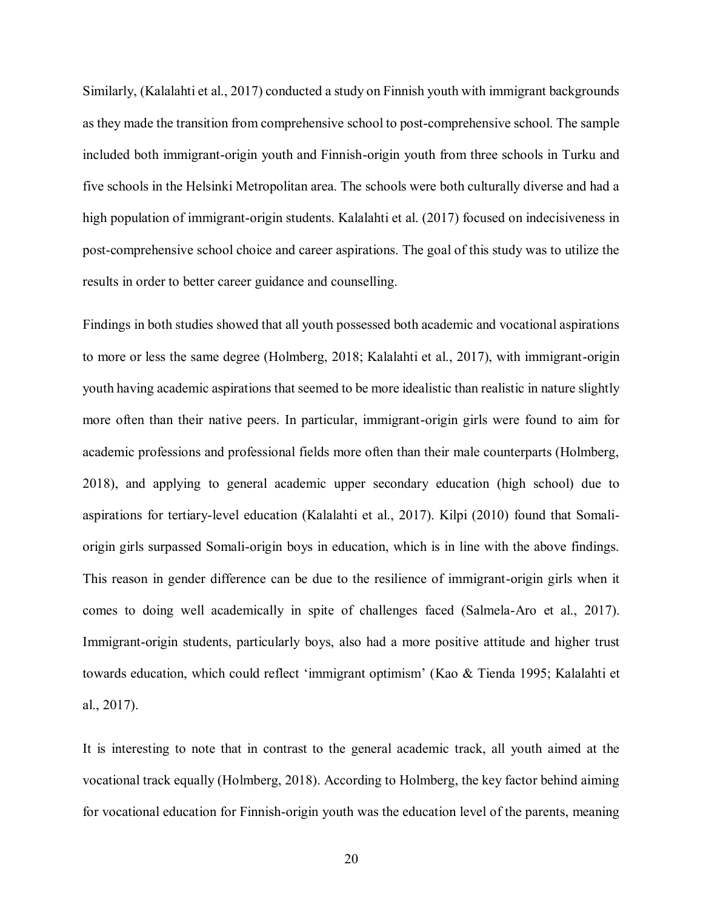Similarly, (Kalalahti et al., 2017) conducted a study on Finnish youth with immigrant backgrounds as they made the transition from comprehensive school to post-comprehensive school. The sample included both immigrant-origin youth and Finnish-origin youth from three schools in Turku and five schools in the Helsinki Metropolitan area. The schools were both culturally diverse and had a high population of immigrant-origin students. Kalalahti et al. (2017) focused on indecisiveness in post-comprehensive school choice and career aspirations. The goal of this study was to utilize the results in order to better career guidance and counselling.

Findings in both studies showed that all youth possessed both academic and vocational aspirations to more or less the same degree (Holmberg, 2018; Kalalahti et al., 2017), with immigrant-origin youth having academic aspirations that seemed to be more idealistic than realistic in nature slightly more often than their native peers. In particular, immigrant-origin girls were found to aim for academic professions and professional fields more often than their male counterparts (Holmberg, 2018), and applying to general academic upper secondary education (high school) due to aspirations for tertiary-level education (Kalalahti et al., 2017). Kilpi (2010) found that Somali-origin girls surpassed Somali-origin boys in education, which is in line with the above findings. This reason in gender difference can be due to the resilience of immigrant-origin girls when it comes to doing well academically in spite of challenges faced (Salmela-Aro et al., 2017). Immigrant-origin students, particularly boys, also had a more positive attitude and higher trust towards education, which could reflect 'immigrant optimism' (Kao & Tienda 1995; Kalalahti et al., 2017).

It is interesting to note that in contrast to the general academic track, all youth aimed at the vocational track equally (Holmberg, 2018). According to Holmberg, the key factor behind aiming for vocational education for Finnish-origin youth was the education level of the parents, meaning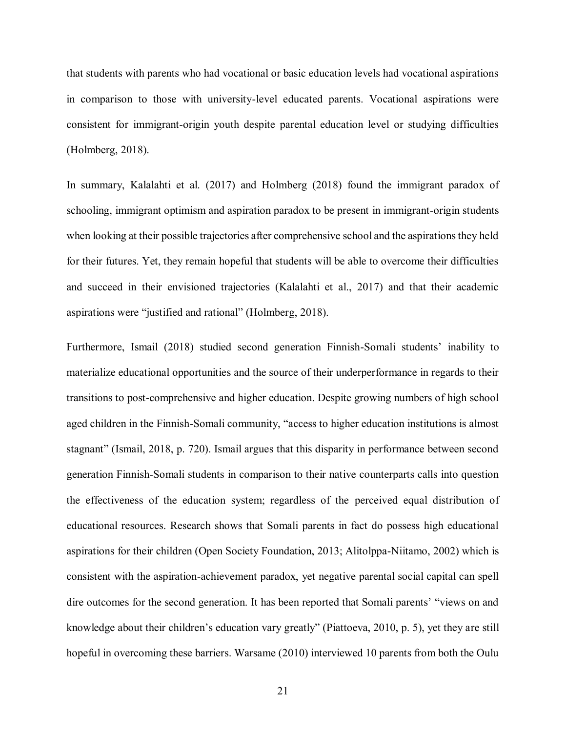that students with parents who had vocational or basic education levels had vocational aspirations in comparison to those with university-level educated parents. Vocational aspirations were consistent for immigrant-origin youth despite parental education level or studying difficulties (Holmberg, 2018).

In summary, Kalalahti et al. (2017) and Holmberg (2018) found the immigrant paradox of schooling, immigrant optimism and aspiration paradox to be present in immigrant-origin students when looking at their possible trajectories after comprehensive school and the aspirations they held for their futures. Yet, they remain hopeful that students will be able to overcome their difficulties and succeed in their envisioned trajectories (Kalalahti et al., 2017) and that their academic aspirations were "justified and rational" (Holmberg, 2018).

Furthermore, Ismail (2018) studied second generation Finnish-Somali students' inability to materialize educational opportunities and the source of their underperformance in regards to their transitions to post-comprehensive and higher education. Despite growing numbers of high school aged children in the Finnish-Somali community, "access to higher education institutions is almost stagnant" (Ismail, 2018, p. 720). Ismail argues that this disparity in performance between second generation Finnish-Somali students in comparison to their native counterparts calls into question the effectiveness of the education system; regardless of the perceived equal distribution of educational resources. Research shows that Somali parents in fact do possess high educational aspirations for their children (Open Society Foundation, 2013; Alitolppa-Niitamo, 2002) which is consistent with the aspiration-achievement paradox, yet negative parental social capital can spell dire outcomes for the second generation. It has been reported that Somali parents' "views on and knowledge about their children's education vary greatly" (Piattoeva, 2010, p. 5), yet they are still hopeful in overcoming these barriers. Warsame (2010) interviewed 10 parents from both the Oulu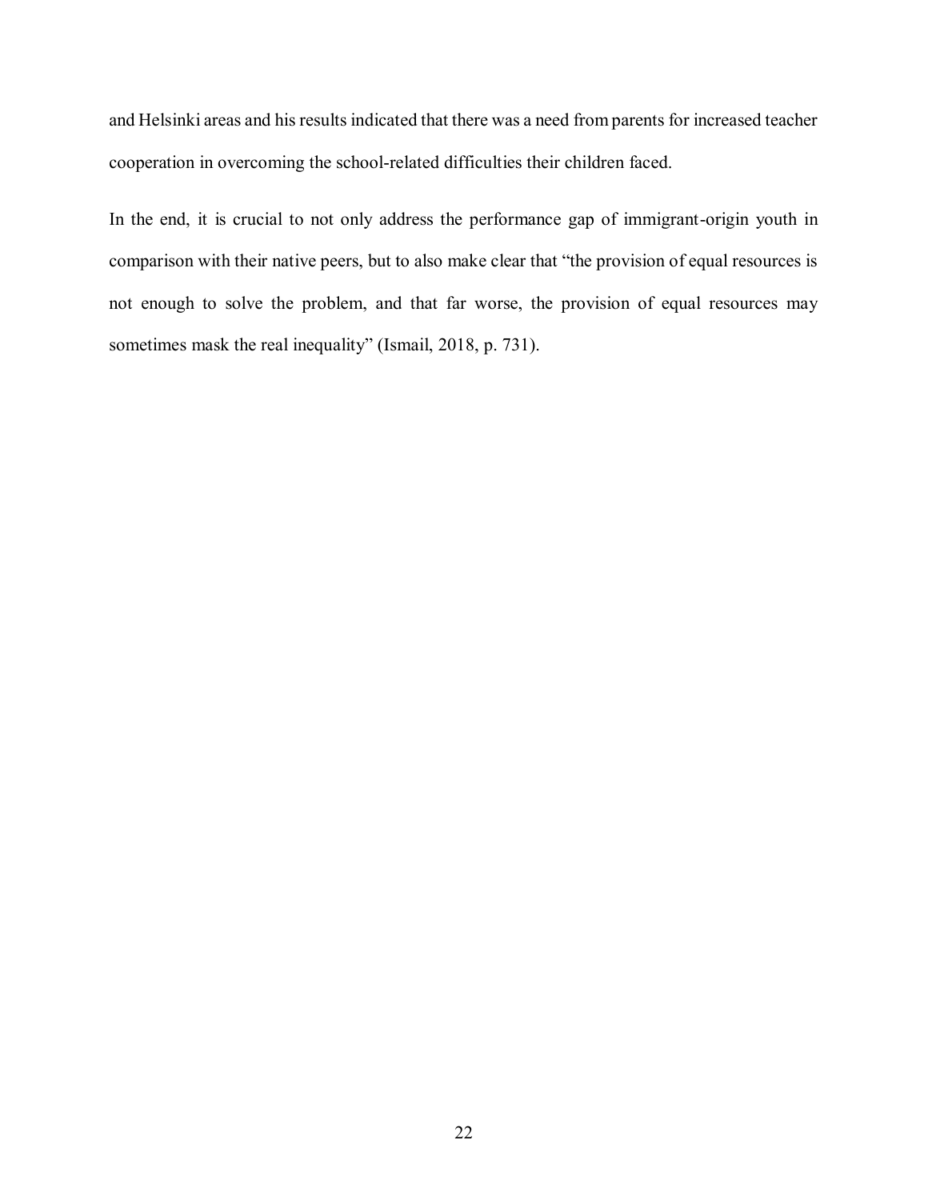and Helsinki areas and his results indicated that there was a need from parents for increased teacher cooperation in overcoming the school-related difficulties their children faced.

In the end, it is crucial to not only address the performance gap of immigrant-origin youth in comparison with their native peers, but to also make clear that "the provision of equal resources is not enough to solve the problem, and that far worse, the provision of equal resources may sometimes mask the real inequality" (Ismail, 2018, p. 731).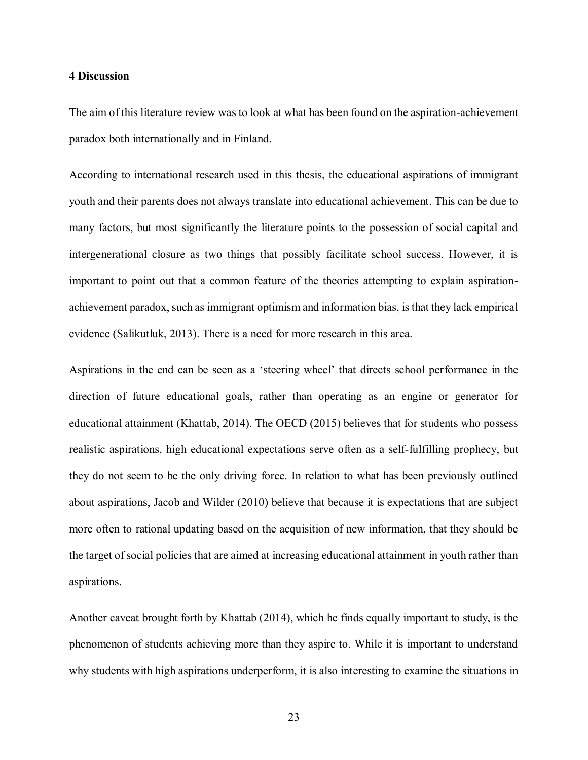## 4 Discussion

The aim of this literature review was to look at what has been found on the aspiration-achievement paradox both internationally and in Finland.

According to international research used in this thesis, the educational aspirations of immigrant youth and their parents does not always translate into educational achievement. This can be due to many factors, but most significantly the literature points to the possession of social capital and intergenerational closure as two things that possibly facilitate school success. However, it is important to point out that a common feature of the theories attempting to explain aspiration-achievement paradox, such as immigrant optimism and information bias, is that they lack empirical evidence (Salikutluk, 2013). There is a need for more research in this area.

Aspirations in the end can be seen as a 'steering wheel' that directs school performance in the direction of future educational goals, rather than operating as an engine or generator for educational attainment (Khattab, 2014). The OECD (2015) believes that for students who possess realistic aspirations, high educational expectations serve often as a self-fulfilling prophecy, but they do not seem to be the only driving force. In relation to what has been previously outlined about aspirations, Jacob and Wilder (2010) believe that because it is expectations that are subject more often to rational updating based on the acquisition of new information, that they should be the target of social policies that are aimed at increasing educational attainment in youth rather than aspirations.

Another caveat brought forth by Khattab (2014), which he finds equally important to study, is the phenomenon of students achieving more than they aspire to. While it is important to understand why students with high aspirations underperform, it is also interesting to examine the situations in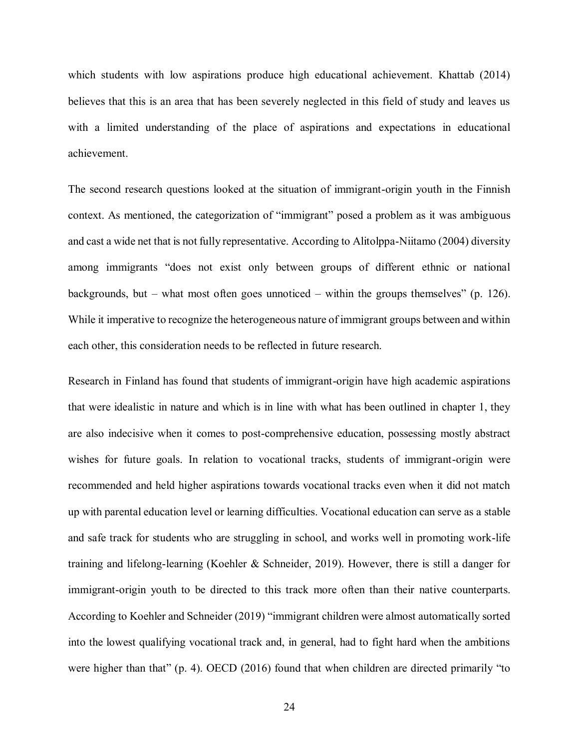which students with low aspirations produce high educational achievement. Khattab (2014) believes that this is an area that has been severely neglected in this field of study and leaves us with a limited understanding of the place of aspirations and expectations in educational achievement.

The second research questions looked at the situation of immigrant-origin youth in the Finnish context. As mentioned, the categorization of "immigrant" posed a problem as it was ambiguous and cast a wide net that is not fully representative. According to Alitolppa-Niitamo (2004) diversity among immigrants "does not exist only between groups of different ethnic or national backgrounds, but – what most often goes unnoticed – within the groups themselves" (p. 126). While it imperative to recognize the heterogeneous nature of immigrant groups between and within each other, this consideration needs to be reflected in future research.

Research in Finland has found that students of immigrant-origin have high academic aspirations that were idealistic in nature and which is in line with what has been outlined in chapter 1, they are also indecisive when it comes to post-comprehensive education, possessing mostly abstract wishes for future goals. In relation to vocational tracks, students of immigrant-origin were recommended and held higher aspirations towards vocational tracks even when it did not match up with parental education level or learning difficulties. Vocational education can serve as a stable and safe track for students who are struggling in school, and works well in promoting work-life training and lifelong-learning (Koehler & Schneider, 2019). However, there is still a danger for immigrant-origin youth to be directed to this track more often than their native counterparts. According to Koehler and Schneider (2019) "immigrant children were almost automatically sorted into the lowest qualifying vocational track and, in general, had to fight hard when the ambitions were higher than that" (p. 4). OECD (2016) found that when children are directed primarily "to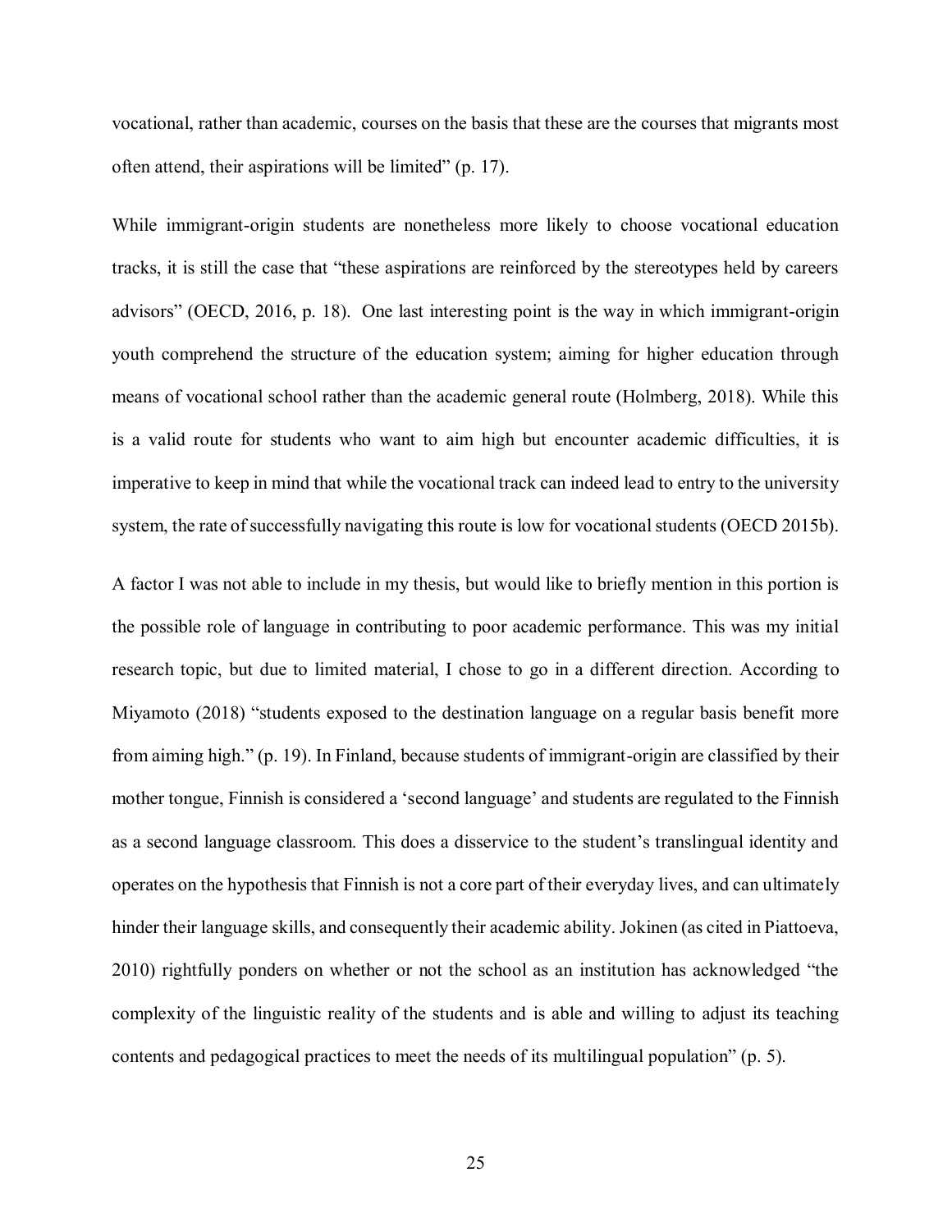vocational, rather than academic, courses on the basis that these are the courses that migrants most often attend, their aspirations will be limited" (p. 17).

While immigrant-origin students are nonetheless more likely to choose vocational education tracks, it is still the case that "these aspirations are reinforced by the stereotypes held by careers advisors" (OECD, 2016, p. 18). One last interesting point is the way in which immigrant-origin youth comprehend the structure of the education system; aiming for higher education through means of vocational school rather than the academic general route (Holmberg, 2018). While this is a valid route for students who want to aim high but encounter academic difficulties, it is imperative to keep in mind that while the vocational track can indeed lead to entry to the university system, the rate of successfully navigating this route is low for vocational students (OECD 2015b).

A factor I was not able to include in my thesis, but would like to briefly mention in this portion is the possible role of language in contributing to poor academic performance. This was my initial research topic, but due to limited material, I chose to go in a different direction. According to Miyamoto (2018) "students exposed to the destination language on a regular basis benefit more from aiming high." (p. 19). In Finland, because students of immigrant-origin are classified by their mother tongue, Finnish is considered a 'second language' and students are regulated to the Finnish as a second language classroom. This does a disservice to the student's translingual identity and operates on the hypothesis that Finnish is not a core part of their everyday lives, and can ultimately hinder their language skills, and consequently their academic ability. Jokinen (as cited in Piattoeva, 2010) rightfully ponders on whether or not the school as an institution has acknowledged "the complexity of the linguistic reality of the students and is able and willing to adjust its teaching contents and pedagogical practices to meet the needs of its multilingual population" (p. 5).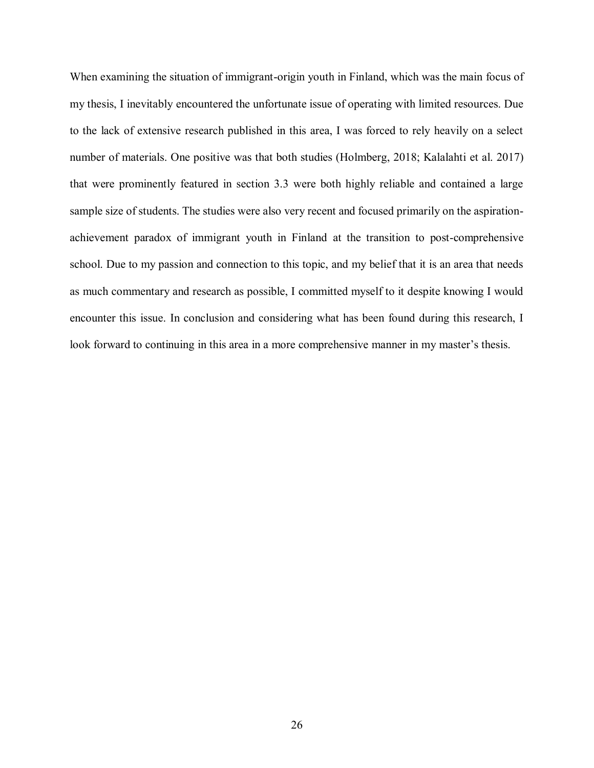When examining the situation of immigrant-origin youth in Finland, which was the main focus of my thesis, I inevitably encountered the unfortunate issue of operating with limited resources. Due to the lack of extensive research published in this area, I was forced to rely heavily on a select number of materials. One positive was that both studies (Holmberg, 2018; Kalalahti et al. 2017) that were prominently featured in section 3.3 were both highly reliable and contained a large sample size of students. The studies were also very recent and focused primarily on the aspiration-achievement paradox of immigrant youth in Finland at the transition to post-comprehensive school. Due to my passion and connection to this topic, and my belief that it is an area that needs as much commentary and research as possible, I committed myself to it despite knowing I would encounter this issue. In conclusion and considering what has been found during this research, I look forward to continuing in this area in a more comprehensive manner in my master's thesis.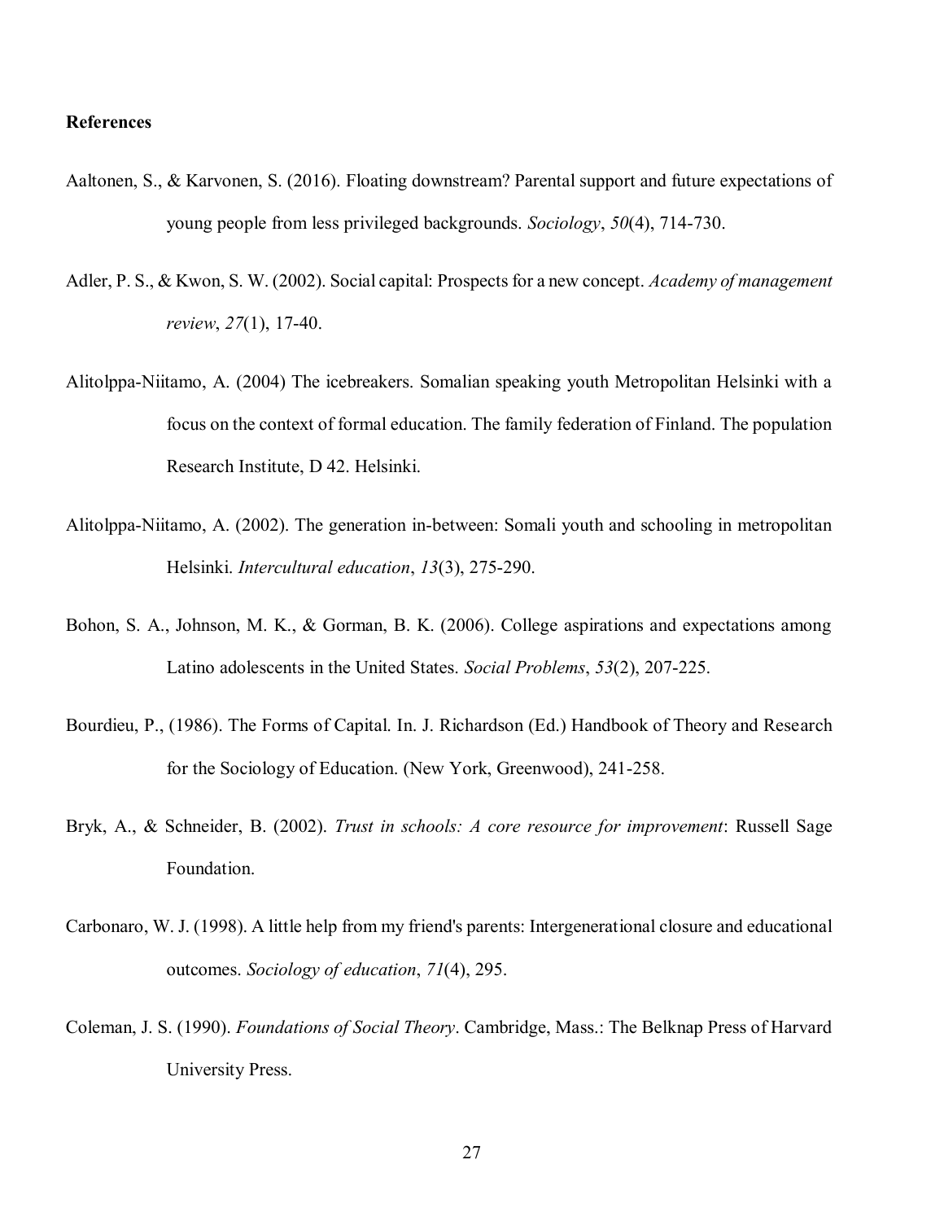**References**

Aaltonen, S., & Karvonen, S. (2016). Floating downstream? Parental support and future expectations of young people from less privileged backgrounds. *Sociology*, *50*(4), 714-730.

Adler, P. S., & Kwon, S. W. (2002). Social capital: Prospects for a new concept. *Academy of management review*, *27*(1), 17-40.

Alitolppa-Niitamo, A. (2004) The icebreakers. Somalian speaking youth Metropolitan Helsinki with a focus on the context of formal education. The family federation of Finland. The population Research Institute, D 42. Helsinki.

Alitolppa-Niitamo, A. (2002). The generation in-between: Somali youth and schooling in metropolitan Helsinki. *Intercultural education*, *13*(3), 275-290.

Bohon, S. A., Johnson, M. K., & Gorman, B. K. (2006). College aspirations and expectations among Latino adolescents in the United States. *Social Problems*, *53*(2), 207-225.

Bourdieu, P., (1986). The Forms of Capital. In. J. Richardson (Ed.) Handbook of Theory and Research for the Sociology of Education. (New York, Greenwood), 241-258.

Bryk, A., & Schneider, B. (2002). *Trust in schools: A core resource for improvement*: Russell Sage Foundation.

Carbonaro, W. J. (1998). A little help from my friend's parents: Intergenerational closure and educational outcomes. *Sociology of education*, *71*(4), 295.

Coleman, J. S. (1990). *Foundations of Social Theory*. Cambridge, Mass.: The Belknap Press of Harvard University Press.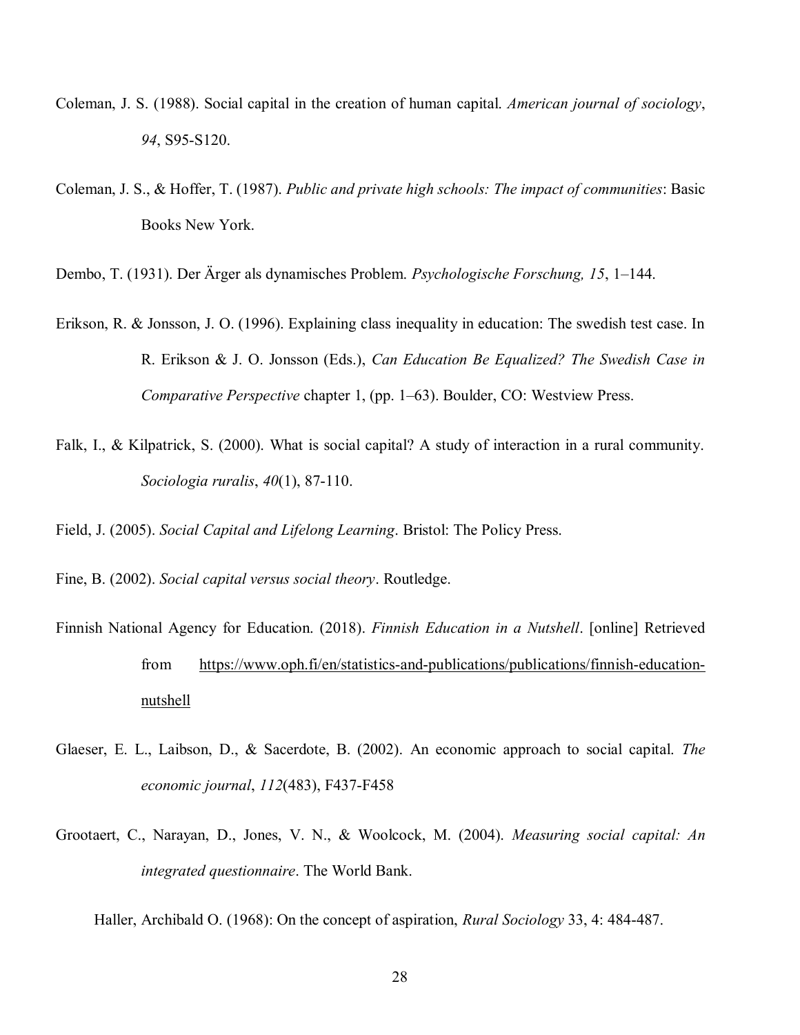Coleman, J. S. (1988). Social capital in the creation of human capital. *American journal of sociology*, *94*, S95-S120.

Coleman, J. S., & Hoffer, T. (1987). *Public and private high schools: The impact of communities*: Basic Books New York.

Dembo, T. (1931). Der Ärger als dynamisches Problem. *Psychologische Forschung, 15*, 1–144.

Erikson, R. & Jonsson, J. O. (1996). Explaining class inequality in education: The swedish test case. In R. Erikson & J. O. Jonsson (Eds.), *Can Education Be Equalized? The Swedish Case in Comparative Perspective* chapter 1, (pp. 1–63). Boulder, CO: Westview Press.

Falk, I., & Kilpatrick, S. (2000). What is social capital? A study of interaction in a rural community. *Sociologia ruralis*, *40*(1), 87-110.

Field, J. (2005). *Social Capital and Lifelong Learning*. Bristol: The Policy Press.

Fine, B. (2002). *Social capital versus social theory*. Routledge.

Finnish National Agency for Education. (2018). *Finnish Education in a Nutshell*. [online] Retrieved from https://www.oph.fi/en/statistics-and-publications/publications/finnish-education-nutshell

Glaeser, E. L., Laibson, D., & Sacerdote, B. (2002). An economic approach to social capital. *The economic journal*, *112*(483), F437-F458

Grootaert, C., Narayan, D., Jones, V. N., & Woolcock, M. (2004). *Measuring social capital: An integrated questionnaire*. The World Bank.

Haller, Archibald O. (1968): On the concept of aspiration, *Rural Sociology* 33, 4: 484-487.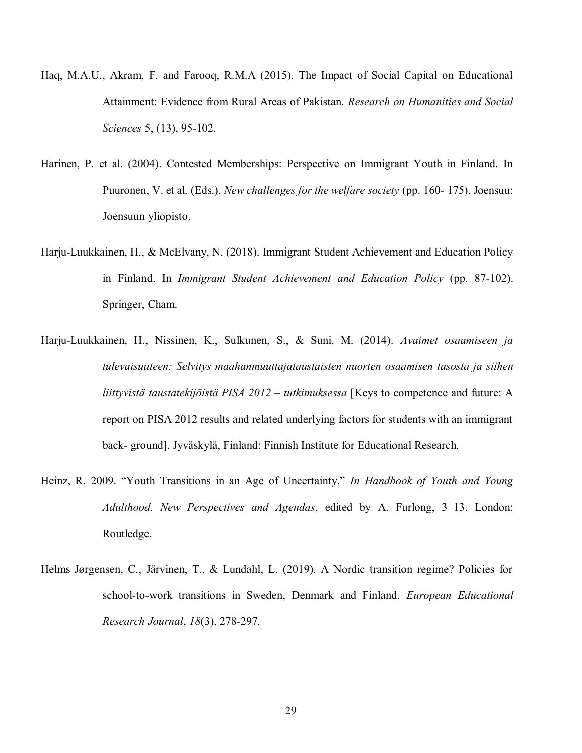Haq, M.A.U., Akram, F. and Farooq, R.M.A (2015). The Impact of Social Capital on Educational Attainment: Evidence from Rural Areas of Pakistan. *Research on Humanities and Social Sciences* 5, (13), 95-102.

Harinen, P. et al. (2004). Contested Memberships: Perspective on Immigrant Youth in Finland. In Puuronen, V. et al. (Eds.), *New challenges for the welfare society* (pp. 160- 175). Joensuu: Joensuun yliopisto.

Harju-Luukkainen, H., & McElvany, N. (2018). Immigrant Student Achievement and Education Policy in Finland. In *Immigrant Student Achievement and Education Policy* (pp. 87-102). Springer, Cham.

Harju-Luukkainen, H., Nissinen, K., Sulkunen, S., & Suni, M. (2014). *Avaimet osaamiseen ja tulevaisuuteen: Selvitys maahanmuuttajataustaisten nuorten osaamisen tasosta ja siihen liittyvistä taustatekijöistä PISA 2012 – tutkimuksessa* [Keys to competence and future: A report on PISA 2012 results and related underlying factors for students with an immigrant back- ground]. Jyväskylä, Finland: Finnish Institute for Educational Research.

Heinz, R. 2009. "Youth Transitions in an Age of Uncertainty." *In Handbook of Youth and Young Adulthood. New Perspectives and Agendas*, edited by A. Furlong, 3–13. London: Routledge.

Helms Jørgensen, C., Järvinen, T., & Lundahl, L. (2019). A Nordic transition regime? Policies for school-to-work transitions in Sweden, Denmark and Finland. *European Educational Research Journal*, *18*(3), 278-297.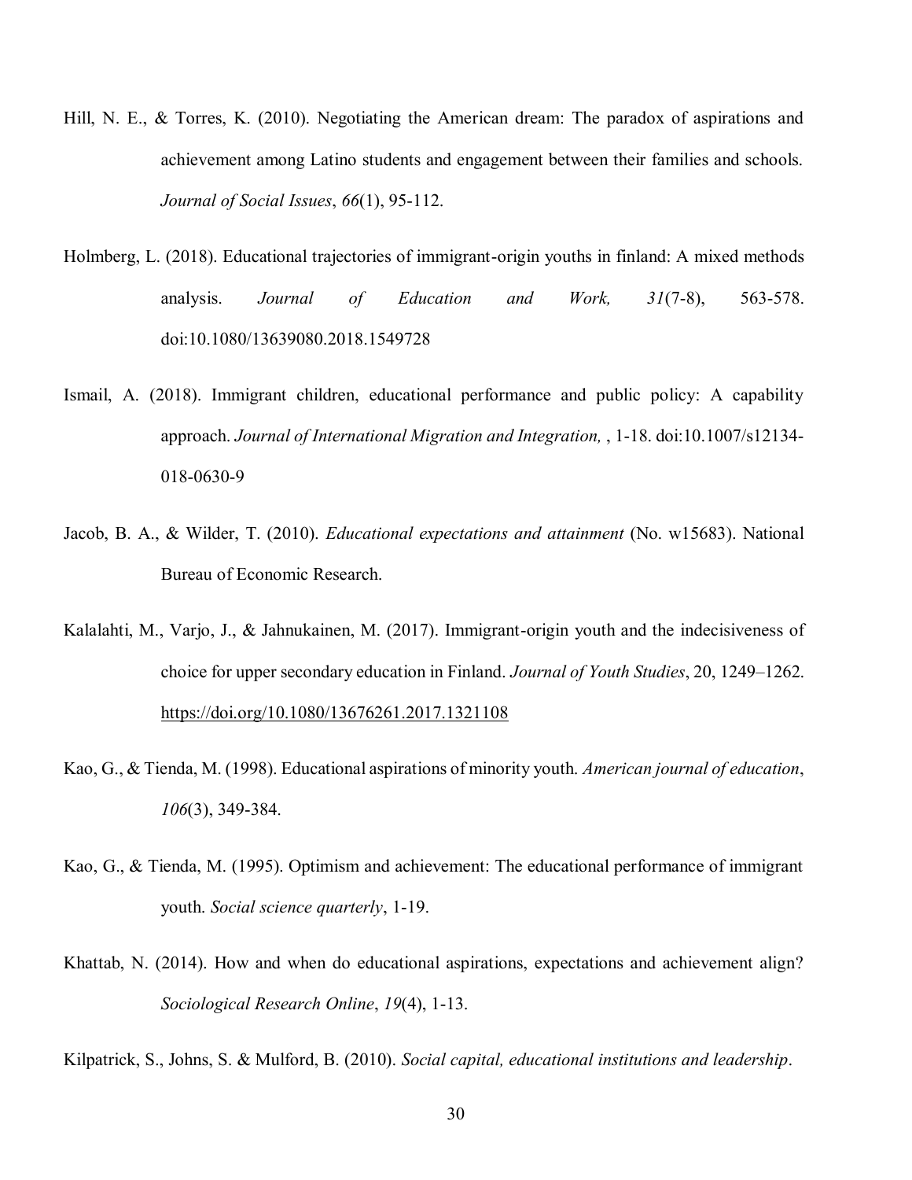Hill, N. E., & Torres, K. (2010). Negotiating the American dream: The paradox of aspirations and achievement among Latino students and engagement between their families and schools. *Journal of Social Issues*, *66*(1), 95-112.

Holmberg, L. (2018). Educational trajectories of immigrant-origin youths in finland: A mixed methods analysis. *Journal of Education and Work, 31*(7-8), 563-578. doi:10.1080/13639080.2018.1549728

Ismail, A. (2018). Immigrant children, educational performance and public policy: A capability approach. *Journal of International Migration and Integration,* , 1-18. doi:10.1007/s12134-018-0630-9

Jacob, B. A., & Wilder, T. (2010). *Educational expectations and attainment* (No. w15683). National Bureau of Economic Research.

Kalalahti, M., Varjo, J., & Jahnukainen, M. (2017). Immigrant-origin youth and the indecisiveness of choice for upper secondary education in Finland. *Journal of Youth Studies*, 20, 1249–1262. https://doi.org/10.1080/13676261.2017.1321108

Kao, G., & Tienda, M. (1998). Educational aspirations of minority youth. *American journal of education*, *106*(3), 349-384.

Kao, G., & Tienda, M. (1995). Optimism and achievement: The educational performance of immigrant youth. *Social science quarterly*, 1-19.

Khattab, N. (2014). How and when do educational aspirations, expectations and achievement align? *Sociological Research Online*, *19*(4), 1-13.

Kilpatrick, S., Johns, S. & Mulford, B. (2010). *Social capital, educational institutions and leadership*.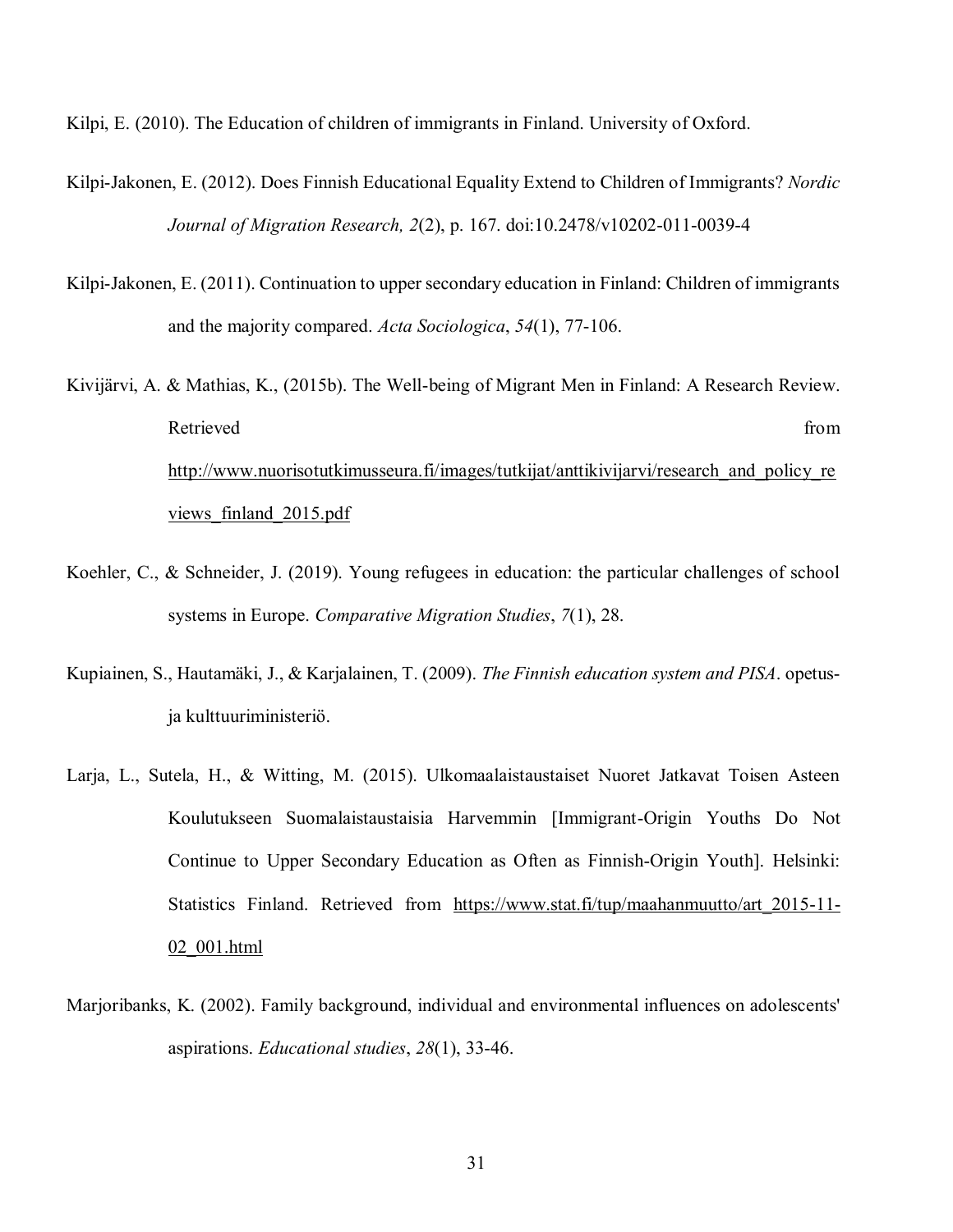Kilpi, E. (2010). The Education of children of immigrants in Finland. University of Oxford.

Kilpi-Jakonen, E. (2012). Does Finnish Educational Equality Extend to Children of Immigrants? *Nordic Journal of Migration Research, 2*(2), p. 167. doi:10.2478/v10202-011-0039-4

Kilpi-Jakonen, E. (2011). Continuation to upper secondary education in Finland: Children of immigrants and the majority compared. *Acta Sociologica*, *54*(1), 77-106.

Kivijärvi, A. & Mathias, K., (2015b). The Well-being of Migrant Men in Finland: A Research Review. Retrieved from http://www.nuorisotutkimusseura.fi/images/tutkijat/anttikivijarvi/research_and_policy_reviews_finland_2015.pdf

Koehler, C., & Schneider, J. (2019). Young refugees in education: the particular challenges of school systems in Europe. *Comparative Migration Studies*, *7*(1), 28.

Kupiainen, S., Hautamäki, J., & Karjalainen, T. (2009). *The Finnish education system and PISA*. opetus- ja kulttuuriministeriö.

Larja, L., Sutela, H., & Witting, M. (2015). Ulkomaalaistaustaiset Nuoret Jatkavat Toisen Asteen Koulutukseen Suomalaistaustaisia Harvemmin [Immigrant-Origin Youths Do Not Continue to Upper Secondary Education as Often as Finnish-Origin Youth]. Helsinki: Statistics Finland. Retrieved from https://www.stat.fi/tup/maahanmuutto/art_2015-11-02_001.html

Marjoribanks, K. (2002). Family background, individual and environmental influences on adolescents' aspirations. *Educational studies*, *28*(1), 33-46.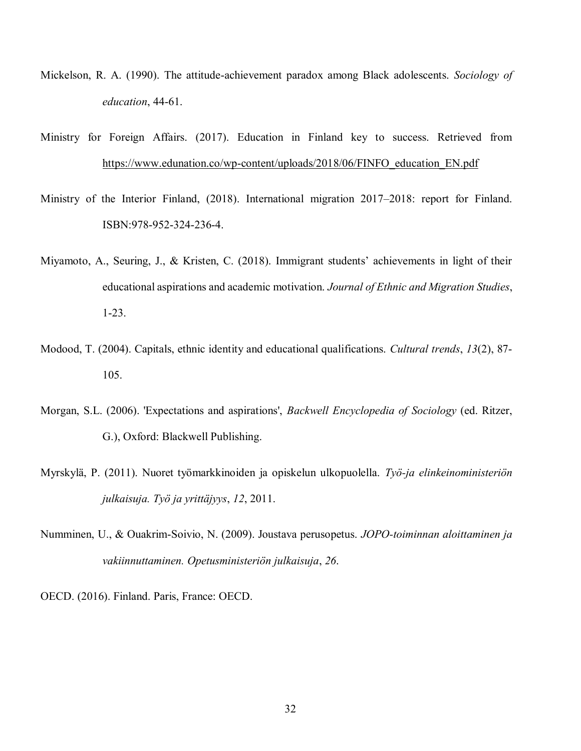Mickelson, R. A. (1990). The attitude-achievement paradox among Black adolescents. *Sociology of education*, 44-61.

Ministry for Foreign Affairs. (2017). Education in Finland key to success. Retrieved from https://www.edunation.co/wp-content/uploads/2018/06/FINFO_education_EN.pdf

Ministry of the Interior Finland, (2018). International migration 2017–2018: report for Finland. ISBN:978-952-324-236-4.

Miyamoto, A., Seuring, J., & Kristen, C. (2018). Immigrant students' achievements in light of their educational aspirations and academic motivation. *Journal of Ethnic and Migration Studies*, 1-23.

Modood, T. (2004). Capitals, ethnic identity and educational qualifications. *Cultural trends*, *13*(2), 87-105.

Morgan, S.L. (2006). 'Expectations and aspirations', *Backwell Encyclopedia of Sociology* (ed. Ritzer, G.), Oxford: Blackwell Publishing.

Myrskylä, P. (2011). Nuoret työmarkkinoiden ja opiskelun ulkopuolella. *Työ-ja elinkeinoministeriön julkaisuja. Työ ja yrittäjyys*, *12*, 2011.

Numminen, U., & Ouakrim-Soivio, N. (2009). Joustava perusopetus. *JOPO-toiminnan aloittaminen ja vakiinnuttaminen. Opetusministeriön julkaisuja*, *26*.

OECD. (2016). Finland. Paris, France: OECD.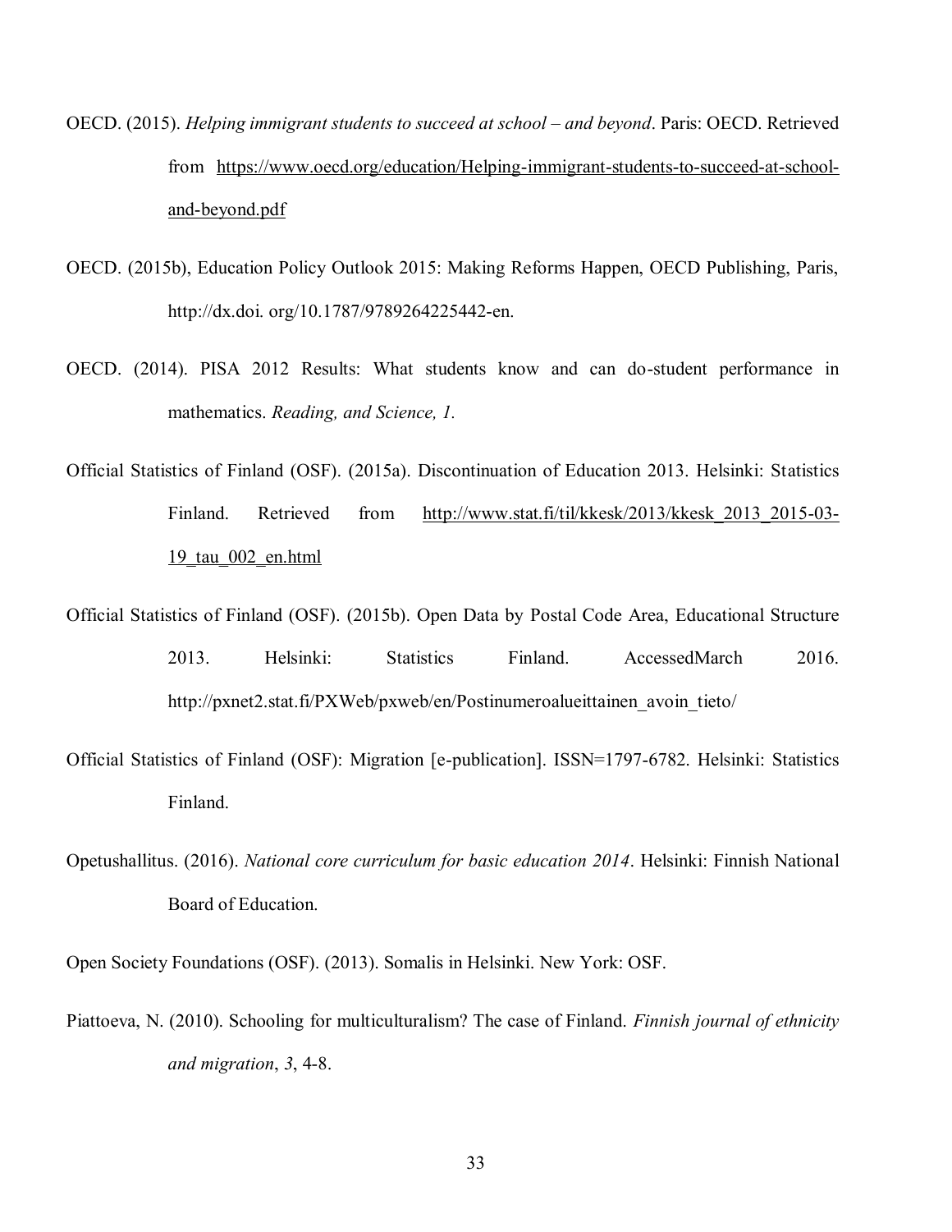OECD. (2015). *Helping immigrant students to succeed at school – and beyond*. Paris: OECD. Retrieved from https://www.oecd.org/education/Helping-immigrant-students-to-succeed-at-school-and-beyond.pdf

OECD. (2015b), Education Policy Outlook 2015: Making Reforms Happen, OECD Publishing, Paris, http://dx.doi. org/10.1787/9789264225442-en.

OECD. (2014). PISA 2012 Results: What students know and can do-student performance in mathematics. *Reading, and Science, 1.*

Official Statistics of Finland (OSF). (2015a). Discontinuation of Education 2013. Helsinki: Statistics Finland. Retrieved from http://www.stat.fi/til/kkesk/2013/kkesk_2013_2015-03-19_tau_002_en.html

Official Statistics of Finland (OSF). (2015b). Open Data by Postal Code Area, Educational Structure 2013. Helsinki: Statistics Finland. AccessedMarch 2016. http://pxnet2.stat.fi/PXWeb/pxweb/en/Postinumeroalueittainen_avoin_tieto/

Official Statistics of Finland (OSF): Migration [e-publication]. ISSN=1797-6782. Helsinki: Statistics Finland.

Opetushallitus. (2016). *National core curriculum for basic education 2014*. Helsinki: Finnish National Board of Education.

Open Society Foundations (OSF). (2013). Somalis in Helsinki. New York: OSF.

Piattoeva, N. (2010). Schooling for multiculturalism? The case of Finland. *Finnish journal of ethnicity and migration*, *3*, 4-8.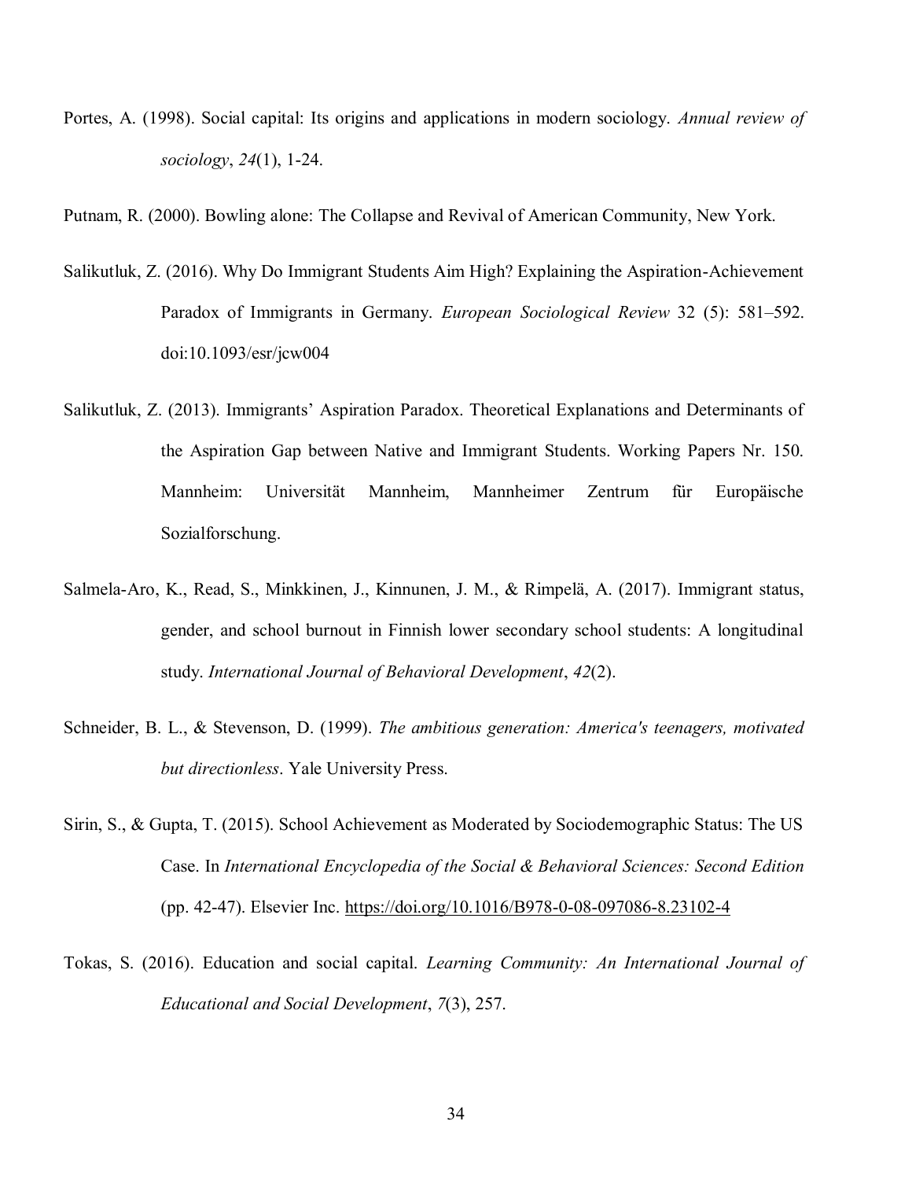Portes, A. (1998). Social capital: Its origins and applications in modern sociology. *Annual review of sociology*, *24*(1), 1-24.

Putnam, R. (2000). Bowling alone: The Collapse and Revival of American Community, New York.

Salikutluk, Z. (2016). Why Do Immigrant Students Aim High? Explaining the Aspiration-Achievement Paradox of Immigrants in Germany. *European Sociological Review* 32 (5): 581–592. doi:10.1093/esr/jcw004

Salikutluk, Z. (2013). Immigrants' Aspiration Paradox. Theoretical Explanations and Determinants of the Aspiration Gap between Native and Immigrant Students. Working Papers Nr. 150. Mannheim: Universität Mannheim, Mannheimer Zentrum für Europäische Sozialforschung.

Salmela-Aro, K., Read, S., Minkkinen, J., Kinnunen, J. M., & Rimpelä, A. (2017). Immigrant status, gender, and school burnout in Finnish lower secondary school students: A longitudinal study. *International Journal of Behavioral Development*, *42*(2).

Schneider, B. L., & Stevenson, D. (1999). *The ambitious generation: America's teenagers, motivated but directionless*. Yale University Press.

Sirin, S., & Gupta, T. (2015). School Achievement as Moderated by Sociodemographic Status: The US Case. In *International Encyclopedia of the Social & Behavioral Sciences: Second Edition* (pp. 42-47). Elsevier Inc. https://doi.org/10.1016/B978-0-08-097086-8.23102-4

Tokas, S. (2016). Education and social capital. *Learning Community: An International Journal of Educational and Social Development*, *7*(3), 257.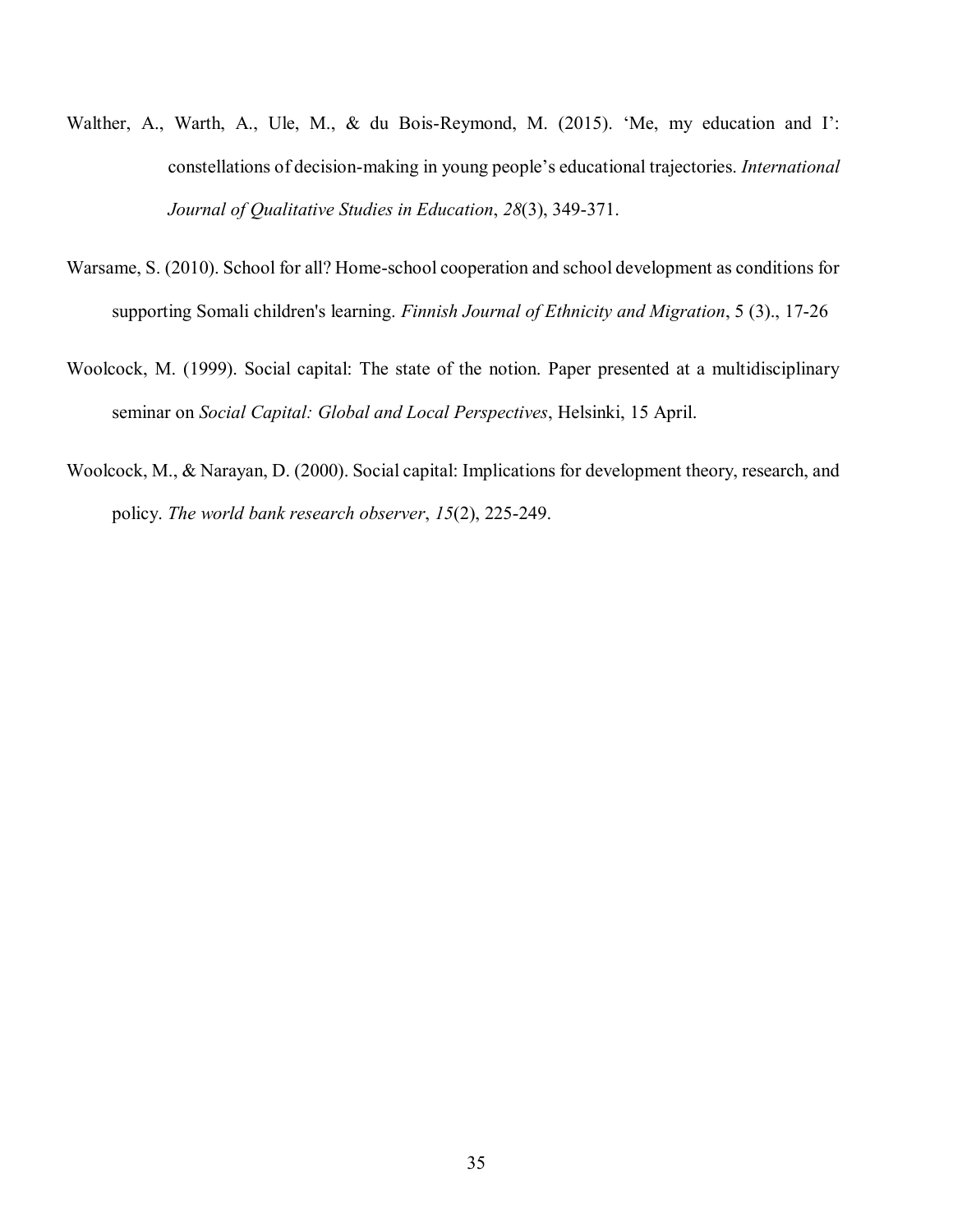Walther, A., Warth, A., Ule, M., & du Bois-Reymond, M. (2015). 'Me, my education and I': constellations of decision-making in young people's educational trajectories. *International Journal of Qualitative Studies in Education*, *28*(3), 349-371.

Warsame, S. (2010). School for all? Home-school cooperation and school development as conditions for supporting Somali children's learning. *Finnish Journal of Ethnicity and Migration*, 5 (3)., 17-26

Woolcock, M. (1999). Social capital: The state of the notion. Paper presented at a multidisciplinary seminar on *Social Capital: Global and Local Perspectives*, Helsinki, 15 April.

Woolcock, M., & Narayan, D. (2000). Social capital: Implications for development theory, research, and policy. *The world bank research observer*, *15*(2), 225-249.